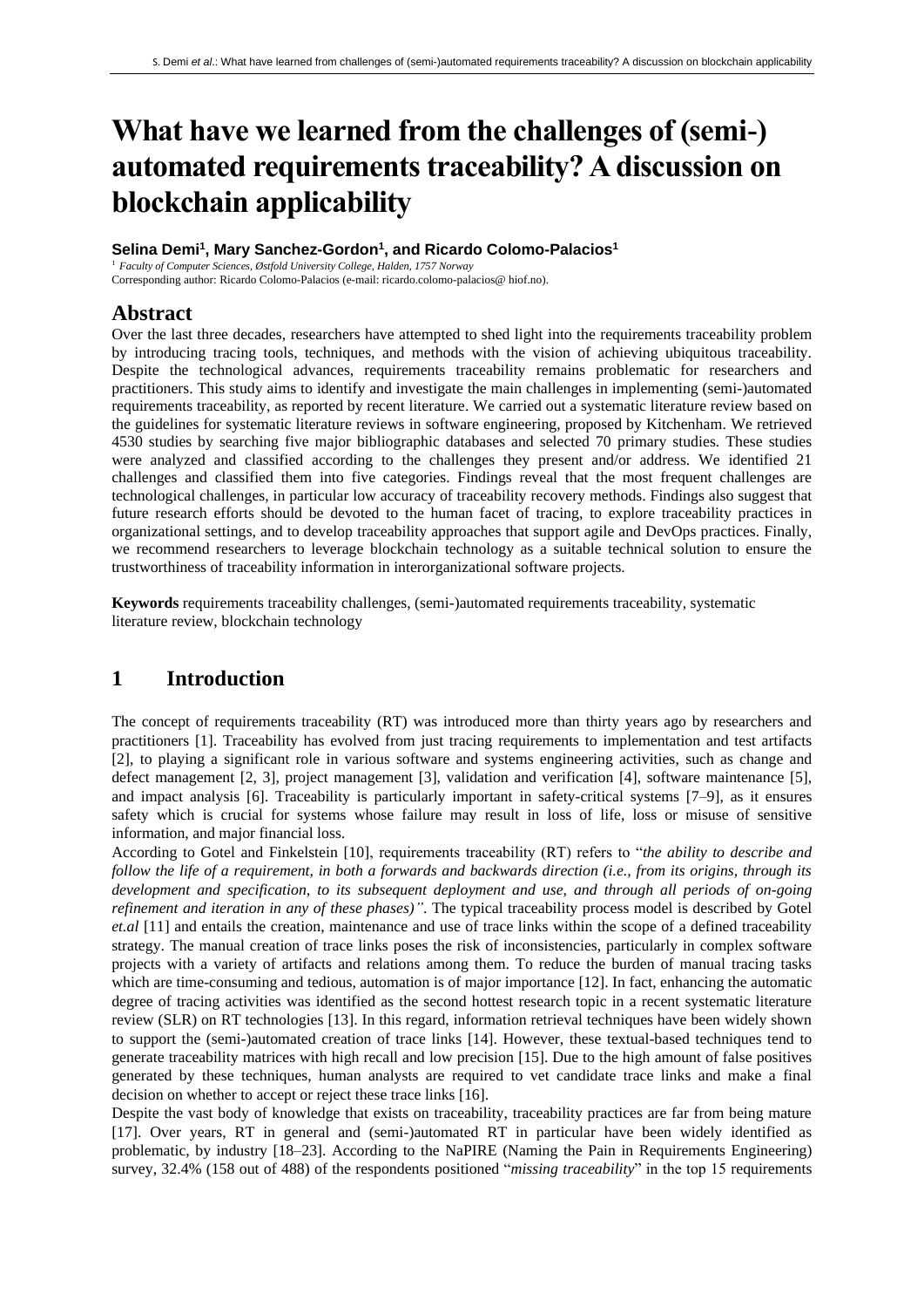# What have we learned from the challenges of (semi-) automated requirements traceability? A discussion on blockchain applicability

**Selina Demi[1], Mary Sanchez-Gordon[1], and Ricardo Colomo-Palacios[1]**

[1] *Faculty of Computer Sciences, Østfold University College, Halden, 1757 Norway*

Corresponding author: Ricardo Colomo-Palacios (e-mail: ricardo.colomo-palacios@ hiof.no).

## Abstract

Over the last three decades, researchers have attempted to shed light into the requirements traceability problem by introducing tracing tools, techniques, and methods with the vision of achieving ubiquitous traceability. Despite the technological advances, requirements traceability remains problematic for researchers and practitioners. This study aims to identify and investigate the main challenges in implementing (semi-)automated requirements traceability, as reported by recent literature. We carried out a systematic literature review based on the guidelines for systematic literature reviews in software engineering, proposed by Kitchenham. We retrieved 4530 studies by searching five major bibliographic databases and selected 70 primary studies. These studies were analyzed and classified according to the challenges they present and/or address. We identified 21 challenges and classified them into five categories. Findings reveal that the most frequent challenges are technological challenges, in particular low accuracy of traceability recovery methods. Findings also suggest that future research efforts should be devoted to the human facet of tracing, to explore traceability practices in organizational settings, and to develop traceability approaches that support agile and DevOps practices. Finally, we recommend researchers to leverage blockchain technology as a suitable technical solution to ensure the trustworthiness of traceability information in interorganizational software projects.

**Keywords** requirements traceability challenges, (semi-)automated requirements traceability, systematic literature review, blockchain technology

## 1 Introduction

The concept of requirements traceability (RT) was introduced more than thirty years ago by researchers and practitioners [1]. Traceability has evolved from just tracing requirements to implementation and test artifacts [2], to playing a significant role in various software and systems engineering activities, such as change and defect management [2, 3], project management [3], validation and verification [4], software maintenance [5], and impact analysis [6]. Traceability is particularly important in safety-critical systems [7–9], as it ensures safety which is crucial for systems whose failure may result in loss of life, loss or misuse of sensitive information, and major financial loss.

According to Gotel and Finkelstein [10], requirements traceability (RT) refers to "*the ability to describe and follow the life of a requirement, in both a forwards and backwards direction (i.e., from its origins, through its development and specification, to its subsequent deployment and use, and through all periods of on-going refinement and iteration in any of these phases)"*. The typical traceability process model is described by Gotel *et.al* [11] and entails the creation, maintenance and use of trace links within the scope of a defined traceability strategy. The manual creation of trace links poses the risk of inconsistencies, particularly in complex software projects with a variety of artifacts and relations among them. To reduce the burden of manual tracing tasks which are time-consuming and tedious, automation is of major importance [12]. In fact, enhancing the automatic degree of tracing activities was identified as the second hottest research topic in a recent systematic literature review (SLR) on RT technologies [13]. In this regard, information retrieval techniques have been widely shown to support the (semi-)automated creation of trace links [14]. However, these textual-based techniques tend to generate traceability matrices with high recall and low precision [15]. Due to the high amount of false positives generated by these techniques, human analysts are required to vet candidate trace links and make a final decision on whether to accept or reject these trace links [16].

Despite the vast body of knowledge that exists on traceability, traceability practices are far from being mature [17]. Over years, RT in general and (semi-)automated RT in particular have been widely identified as problematic, by industry [18–23]. According to the NaPIRE (Naming the Pain in Requirements Engineering) survey, 32.4% (158 out of 488) of the respondents positioned "*missing traceability*" in the top 15 requirements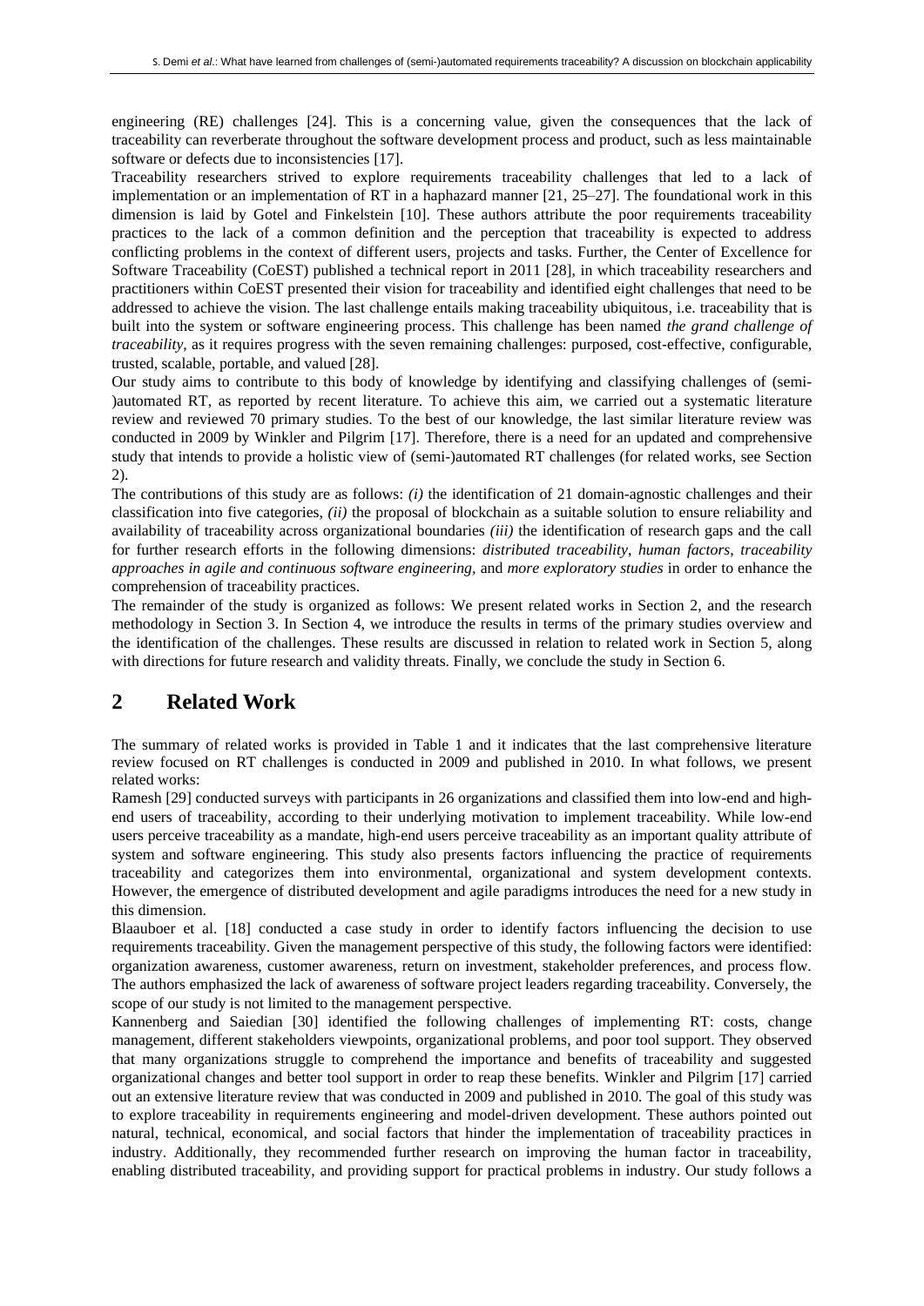engineering (RE) challenges [24]. This is a concerning value, given the consequences that the lack of traceability can reverberate throughout the software development process and product, such as less maintainable software or defects due to inconsistencies [17].

Traceability researchers strived to explore requirements traceability challenges that led to a lack of implementation or an implementation of RT in a haphazard manner [21, 25–27]. The foundational work in this dimension is laid by Gotel and Finkelstein [10]. These authors attribute the poor requirements traceability practices to the lack of a common definition and the perception that traceability is expected to address conflicting problems in the context of different users, projects and tasks. Further, the Center of Excellence for Software Traceability (CoEST) published a technical report in 2011 [28], in which traceability researchers and practitioners within CoEST presented their vision for traceability and identified eight challenges that need to be addressed to achieve the vision. The last challenge entails making traceability ubiquitous, i.e. traceability that is built into the system or software engineering process. This challenge has been named *the grand challenge of traceability*, as it requires progress with the seven remaining challenges: purposed, cost-effective, configurable, trusted, scalable, portable, and valued [28].

Our study aims to contribute to this body of knowledge by identifying and classifying challenges of (semi-)automated RT, as reported by recent literature. To achieve this aim, we carried out a systematic literature review and reviewed 70 primary studies. To the best of our knowledge, the last similar literature review was conducted in 2009 by Winkler and Pilgrim [17]. Therefore, there is a need for an updated and comprehensive study that intends to provide a holistic view of (semi-)automated RT challenges (for related works, see Section 2).

The contributions of this study are as follows: *(i)* the identification of 21 domain-agnostic challenges and their classification into five categories, *(ii)* the proposal of blockchain as a suitable solution to ensure reliability and availability of traceability across organizational boundaries *(iii)* the identification of research gaps and the call for further research efforts in the following dimensions: *distributed traceability*, *human factors*, *traceability approaches in agile and continuous software engineering*, and *more exploratory studies* in order to enhance the comprehension of traceability practices.

The remainder of the study is organized as follows: We present related works in Section 2, and the research methodology in Section 3. In Section 4, we introduce the results in terms of the primary studies overview and the identification of the challenges. These results are discussed in relation to related work in Section 5, along with directions for future research and validity threats. Finally, we conclude the study in Section 6.

## 2 Related Work

The summary of related works is provided in Table 1 and it indicates that the last comprehensive literature review focused on RT challenges is conducted in 2009 and published in 2010. In what follows, we present related works:

Ramesh [29] conducted surveys with participants in 26 organizations and classified them into low-end and high-end users of traceability, according to their underlying motivation to implement traceability. While low-end users perceive traceability as a mandate, high-end users perceive traceability as an important quality attribute of system and software engineering. This study also presents factors influencing the practice of requirements traceability and categorizes them into environmental, organizational and system development contexts. However, the emergence of distributed development and agile paradigms introduces the need for a new study in this dimension.

Blaauboer et al. [18] conducted a case study in order to identify factors influencing the decision to use requirements traceability. Given the management perspective of this study, the following factors were identified: organization awareness, customer awareness, return on investment, stakeholder preferences, and process flow. The authors emphasized the lack of awareness of software project leaders regarding traceability. Conversely, the scope of our study is not limited to the management perspective.

Kannenberg and Saiedian [30] identified the following challenges of implementing RT: costs, change management, different stakeholders viewpoints, organizational problems, and poor tool support. They observed that many organizations struggle to comprehend the importance and benefits of traceability and suggested organizational changes and better tool support in order to reap these benefits. Winkler and Pilgrim [17] carried out an extensive literature review that was conducted in 2009 and published in 2010. The goal of this study was to explore traceability in requirements engineering and model-driven development. These authors pointed out natural, technical, economical, and social factors that hinder the implementation of traceability practices in industry. Additionally, they recommended further research on improving the human factor in traceability, enabling distributed traceability, and providing support for practical problems in industry. Our study follows a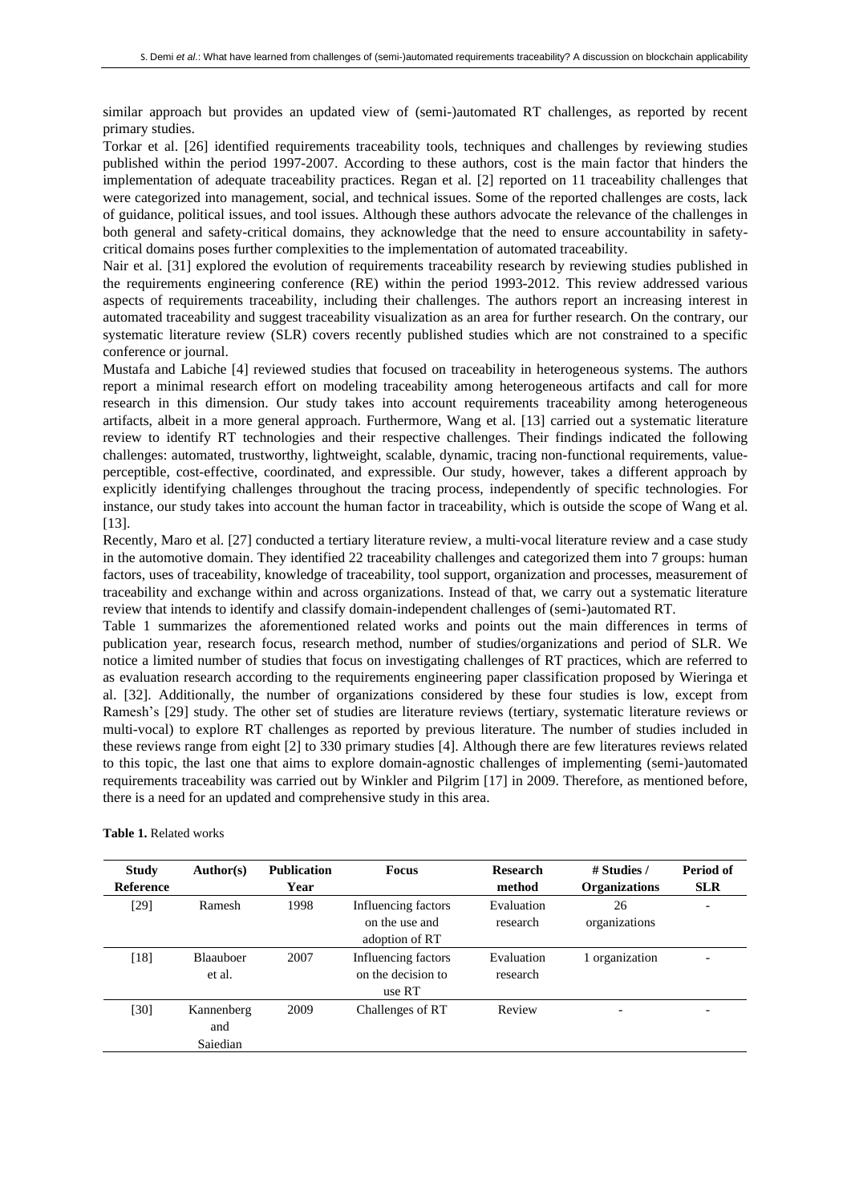similar approach but provides an updated view of (semi-)automated RT challenges, as reported by recent primary studies.

Torkar et al. [26] identified requirements traceability tools, techniques and challenges by reviewing studies published within the period 1997-2007. According to these authors, cost is the main factor that hinders the implementation of adequate traceability practices. Regan et al. [2] reported on 11 traceability challenges that were categorized into management, social, and technical issues. Some of the reported challenges are costs, lack of guidance, political issues, and tool issues. Although these authors advocate the relevance of the challenges in both general and safety-critical domains, they acknowledge that the need to ensure accountability in safety-critical domains poses further complexities to the implementation of automated traceability.

Nair et al. [31] explored the evolution of requirements traceability research by reviewing studies published in the requirements engineering conference (RE) within the period 1993-2012. This review addressed various aspects of requirements traceability, including their challenges. The authors report an increasing interest in automated traceability and suggest traceability visualization as an area for further research. On the contrary, our systematic literature review (SLR) covers recently published studies which are not constrained to a specific conference or journal.

Mustafa and Labiche [4] reviewed studies that focused on traceability in heterogeneous systems. The authors report a minimal research effort on modeling traceability among heterogeneous artifacts and call for more research in this dimension. Our study takes into account requirements traceability among heterogeneous artifacts, albeit in a more general approach. Furthermore, Wang et al. [13] carried out a systematic literature review to identify RT technologies and their respective challenges. Their findings indicated the following challenges: automated, trustworthy, lightweight, scalable, dynamic, tracing non-functional requirements, value-perceptible, cost-effective, coordinated, and expressible. Our study, however, takes a different approach by explicitly identifying challenges throughout the tracing process, independently of specific technologies. For instance, our study takes into account the human factor in traceability, which is outside the scope of Wang et al. [13].

Recently, Maro et al. [27] conducted a tertiary literature review, a multi-vocal literature review and a case study in the automotive domain. They identified 22 traceability challenges and categorized them into 7 groups: human factors, uses of traceability, knowledge of traceability, tool support, organization and processes, measurement of traceability and exchange within and across organizations. Instead of that, we carry out a systematic literature review that intends to identify and classify domain-independent challenges of (semi-)automated RT.

Table 1 summarizes the aforementioned related works and points out the main differences in terms of publication year, research focus, research method, number of studies/organizations and period of SLR. We notice a limited number of studies that focus on investigating challenges of RT practices, which are referred to as evaluation research according to the requirements engineering paper classification proposed by Wieringa et al. [32]. Additionally, the number of organizations considered by these four studies is low, except from Ramesh's [29] study. The other set of studies are literature reviews (tertiary, systematic literature reviews or multi-vocal) to explore RT challenges as reported by previous literature. The number of studies included in these reviews range from eight [2] to 330 primary studies [4]. Although there are few literatures reviews related to this topic, the last one that aims to explore domain-agnostic challenges of implementing (semi-)automated requirements traceability was carried out by Winkler and Pilgrim [17] in 2009. Therefore, as mentioned before, there is a need for an updated and comprehensive study in this area.

**Table 1.** Related works

| Study Reference | Author(s) | Publication Year | Focus | Research method | # Studies / Organizations | Period of SLR |
|---|---|---|---|---|---|---|
| [29] | Ramesh | 1998 | Influencing factors on the use and adoption of RT | Evaluation research | 26 organizations | - |
| [18] | Blaauboer et al. | 2007 | Influencing factors on the decision to use RT | Evaluation research | 1 organization | - |
| [30] | Kannenberg and Saiedian | 2009 | Challenges of RT | Review | - | - |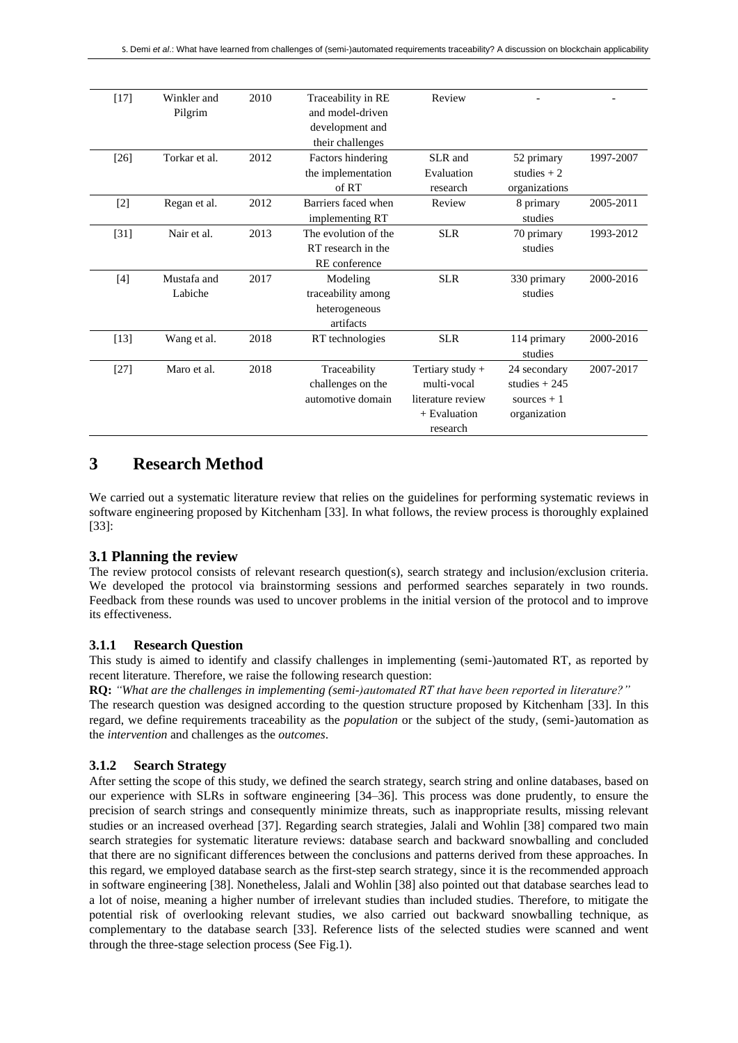| [17] | Winkler and Pilgrim | 2010 | Traceability in RE and model-driven development and their challenges | Review | - | - |
|---|---|---|---|---|---|---|
| [26] | Torkar et al. | 2012 | Factors hindering the implementation of RT | SLR and Evaluation research | 52 primary studies + 2 organizations | 1997-2007 |
| [2] | Regan et al. | 2012 | Barriers faced when implementing RT | Review | 8 primary studies | 2005-2011 |
| [31] | Nair et al. | 2013 | The evolution of the RT research in the RE conference | SLR | 70 primary studies | 1993-2012 |
| [4] | Mustafa and Labiche | 2017 | Modeling traceability among heterogeneous artifacts | SLR | 330 primary studies | 2000-2016 |
| [13] | Wang et al. | 2018 | RT technologies | SLR | 114 primary studies | 2000-2016 |
| [27] | Maro et al. | 2018 | Traceability challenges on the automotive domain | Tertiary study + multi-vocal literature review + Evaluation research | 24 secondary studies + 245 sources + 1 organization | 2007-2017 |

# 3 Research Method

We carried out a systematic literature review that relies on the guidelines for performing systematic reviews in software engineering proposed by Kitchenham [33]. In what follows, the review process is thoroughly explained [33]:

## 3.1 Planning the review

The review protocol consists of relevant research question(s), search strategy and inclusion/exclusion criteria. We developed the protocol via brainstorming sessions and performed searches separately in two rounds. Feedback from these rounds was used to uncover problems in the initial version of the protocol and to improve its effectiveness.

### 3.1.1 Research Question

This study is aimed to identify and classify challenges in implementing (semi-)automated RT, as reported by recent literature. Therefore, we raise the following research question:

**RQ:** *"What are the challenges in implementing (semi-)automated RT that have been reported in literature?"*

The research question was designed according to the question structure proposed by Kitchenham [33]. In this regard, we define requirements traceability as the *population* or the subject of the study, (semi-)automation as the *intervention* and challenges as the *outcomes*.

### 3.1.2 Search Strategy

After setting the scope of this study, we defined the search strategy, search string and online databases, based on our experience with SLRs in software engineering [34–36]. This process was done prudently, to ensure the precision of search strings and consequently minimize threats, such as inappropriate results, missing relevant studies or an increased overhead [37]. Regarding search strategies, Jalali and Wohlin [38] compared two main search strategies for systematic literature reviews: database search and backward snowballing and concluded that there are no significant differences between the conclusions and patterns derived from these approaches. In this regard, we employed database search as the first-step search strategy, since it is the recommended approach in software engineering [38]. Nonetheless, Jalali and Wohlin [38] also pointed out that database searches lead to a lot of noise, meaning a higher number of irrelevant studies than included studies. Therefore, to mitigate the potential risk of overlooking relevant studies, we also carried out backward snowballing technique, as complementary to the database search [33]. Reference lists of the selected studies were scanned and went through the three-stage selection process (See Fig.1).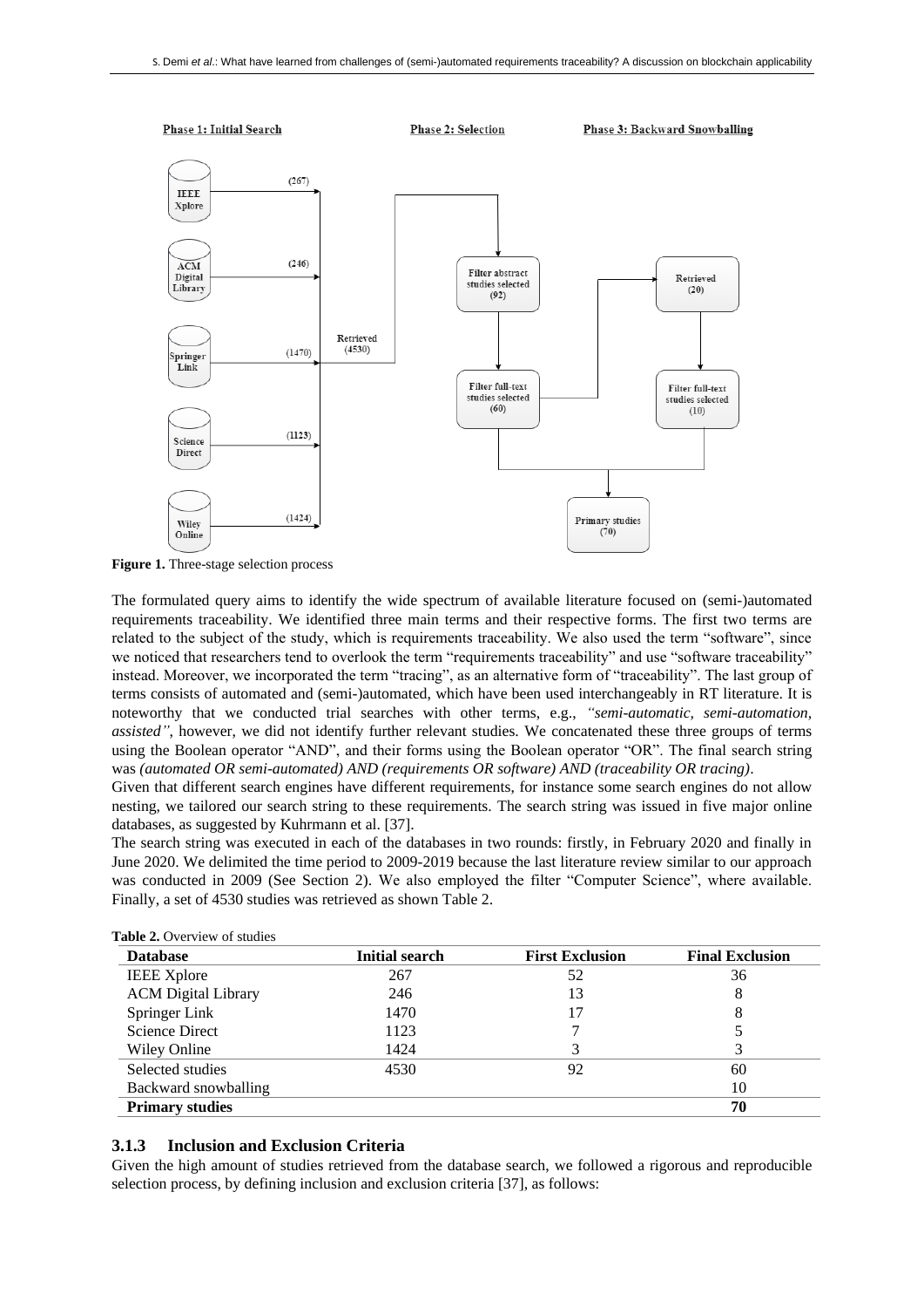**Figure 1.** Three-stage selection process

The formulated query aims to identify the wide spectrum of available literature focused on (semi-)automated requirements traceability. We identified three main terms and their respective forms. The first two terms are related to the subject of the study, which is requirements traceability. We also used the term "software", since we noticed that researchers tend to overlook the term "requirements traceability" and use "software traceability" instead. Moreover, we incorporated the term "tracing", as an alternative form of "traceability". The last group of terms consists of automated and (semi-)automated, which have been used interchangeably in RT literature. It is noteworthy that we conducted trial searches with other terms, e.g., *"semi-automatic, semi-automation, assisted"*, however, we did not identify further relevant studies. We concatenated these three groups of terms using the Boolean operator "AND", and their forms using the Boolean operator "OR". The final search string was *(automated OR semi-automated) AND (requirements OR software) AND (traceability OR tracing)*.

Given that different search engines have different requirements, for instance some search engines do not allow nesting, we tailored our search string to these requirements. The search string was issued in five major online databases, as suggested by Kuhrmann et al. [37].

The search string was executed in each of the databases in two rounds: firstly, in February 2020 and finally in June 2020. We delimited the time period to 2009-2019 because the last literature review similar to our approach was conducted in 2009 (See Section 2). We also employed the filter "Computer Science", where available. Finally, a set of 4530 studies was retrieved as shown Table 2.

**Table 2.** Overview of studies

| Database | Initial search | First Exclusion | Final Exclusion |
|---|---|---|---|
| IEEE Xplore | 267 | 52 | 36 |
| ACM Digital Library | 246 | 13 | 8 |
| Springer Link | 1470 | 17 | 8 |
| Science Direct | 1123 | 7 | 5 |
| Wiley Online | 1424 | 3 | 3 |
| Selected studies | 4530 | 92 | 60 |
| Backward snowballing | | | 10 |
| **Primary studies** | | | **70** |

### 3.1.3 Inclusion and Exclusion Criteria

Given the high amount of studies retrieved from the database search, we followed a rigorous and reproducible selection process, by defining inclusion and exclusion criteria [37], as follows: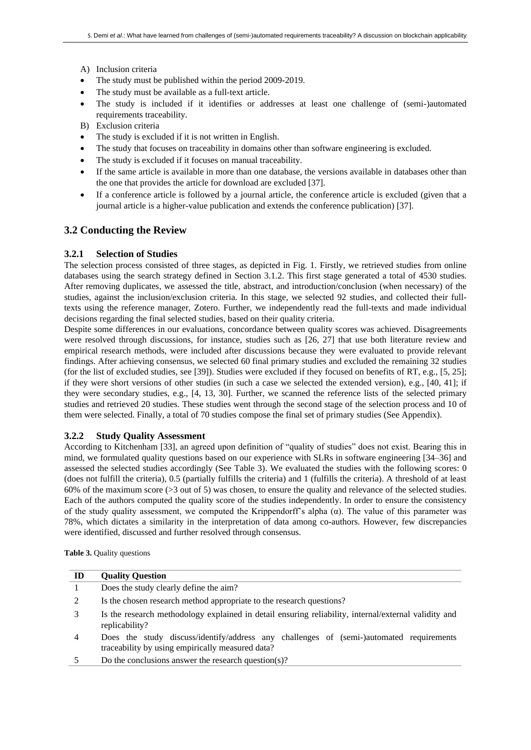A) Inclusion criteria

- The study must be published within the period 2009-2019.
- The study must be available as a full-text article.
- The study is included if it identifies or addresses at least one challenge of (semi-)automated requirements traceability.

B) Exclusion criteria

- The study is excluded if it is not written in English.
- The study that focuses on traceability in domains other than software engineering is excluded.
- The study is excluded if it focuses on manual traceability.
- If the same article is available in more than one database, the versions available in databases other than the one that provides the article for download are excluded [37].
- If a conference article is followed by a journal article, the conference article is excluded (given that a journal article is a higher-value publication and extends the conference publication) [37].

## 3.2 Conducting the Review

### 3.2.1 Selection of Studies

The selection process consisted of three stages, as depicted in Fig. 1. Firstly, we retrieved studies from online databases using the search strategy defined in Section 3.1.2. This first stage generated a total of 4530 studies. After removing duplicates, we assessed the title, abstract, and introduction/conclusion (when necessary) of the studies, against the inclusion/exclusion criteria. In this stage, we selected 92 studies, and collected their full-texts using the reference manager, Zotero. Further, we independently read the full-texts and made individual decisions regarding the final selected studies, based on their quality criteria.

Despite some differences in our evaluations, concordance between quality scores was achieved. Disagreements were resolved through discussions, for instance, studies such as [26, 27] that use both literature review and empirical research methods, were included after discussions because they were evaluated to provide relevant findings. After achieving consensus, we selected 60 final primary studies and excluded the remaining 32 studies (for the list of excluded studies, see [39]). Studies were excluded if they focused on benefits of RT, e.g., [5, 25]; if they were short versions of other studies (in such a case we selected the extended version), e.g., [40, 41]; if they were secondary studies, e.g., [4, 13, 30]. Further, we scanned the reference lists of the selected primary studies and retrieved 20 studies. These studies went through the second stage of the selection process and 10 of them were selected. Finally, a total of 70 studies compose the final set of primary studies (See Appendix).

### 3.2.2 Study Quality Assessment

According to Kitchenham [33], an agreed upon definition of "quality of studies" does not exist. Bearing this in mind, we formulated quality questions based on our experience with SLRs in software engineering [34–36] and assessed the selected studies accordingly (See Table 3). We evaluated the studies with the following scores: 0 (does not fulfill the criteria), 0.5 (partially fulfills the criteria) and 1 (fulfills the criteria). A threshold of at least 60% of the maximum score (>3 out of 5) was chosen, to ensure the quality and relevance of the selected studies. Each of the authors computed the quality score of the studies independently. In order to ensure the consistency of the study quality assessment, we computed the Krippendorff's alpha ($\alpha$). The value of this parameter was 78%, which dictates a similarity in the interpretation of data among co-authors. However, few discrepancies were identified, discussed and further resolved through consensus.

**Table 3.** Quality questions

| ID | Quality Question |
| --- | --- |
| 1 | Does the study clearly define the aim? |
| 2 | Is the chosen research method appropriate to the research questions? |
| 3 | Is the research methodology explained in detail ensuring reliability, internal/external validity and replicability? |
| 4 | Does the study discuss/identify/address any challenges of (semi-)automated requirements traceability by using empirically measured data? |
| 5 | Do the conclusions answer the research question(s)? |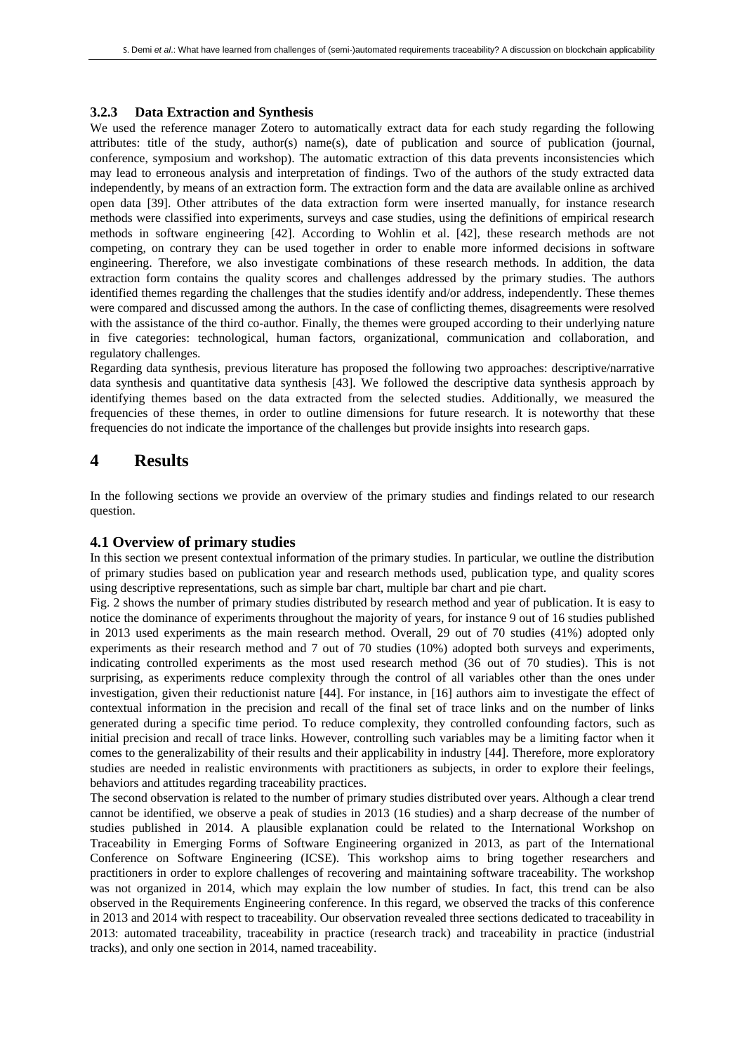### 3.2.3 Data Extraction and Synthesis

We used the reference manager Zotero to automatically extract data for each study regarding the following attributes: title of the study, author(s) name(s), date of publication and source of publication (journal, conference, symposium and workshop). The automatic extraction of this data prevents inconsistencies which may lead to erroneous analysis and interpretation of findings. Two of the authors of the study extracted data independently, by means of an extraction form. The extraction form and the data are available online as archived open data [39]. Other attributes of the data extraction form were inserted manually, for instance research methods were classified into experiments, surveys and case studies, using the definitions of empirical research methods in software engineering [42]. According to Wohlin et al. [42], these research methods are not competing, on contrary they can be used together in order to enable more informed decisions in software engineering. Therefore, we also investigate combinations of these research methods. In addition, the data extraction form contains the quality scores and challenges addressed by the primary studies. The authors identified themes regarding the challenges that the studies identify and/or address, independently. These themes were compared and discussed among the authors. In the case of conflicting themes, disagreements were resolved with the assistance of the third co-author. Finally, the themes were grouped according to their underlying nature in five categories: technological, human factors, organizational, communication and collaboration, and regulatory challenges.

Regarding data synthesis, previous literature has proposed the following two approaches: descriptive/narrative data synthesis and quantitative data synthesis [43]. We followed the descriptive data synthesis approach by identifying themes based on the data extracted from the selected studies. Additionally, we measured the frequencies of these themes, in order to outline dimensions for future research. It is noteworthy that these frequencies do not indicate the importance of the challenges but provide insights into research gaps.

# 4 Results

In the following sections we provide an overview of the primary studies and findings related to our research question.

## 4.1 Overview of primary studies

In this section we present contextual information of the primary studies. In particular, we outline the distribution of primary studies based on publication year and research methods used, publication type, and quality scores using descriptive representations, such as simple bar chart, multiple bar chart and pie chart.

Fig. 2 shows the number of primary studies distributed by research method and year of publication. It is easy to notice the dominance of experiments throughout the majority of years, for instance 9 out of 16 studies published in 2013 used experiments as the main research method. Overall, 29 out of 70 studies (41%) adopted only experiments as their research method and 7 out of 70 studies (10%) adopted both surveys and experiments, indicating controlled experiments as the most used research method (36 out of 70 studies). This is not surprising, as experiments reduce complexity through the control of all variables other than the ones under investigation, given their reductionist nature [44]. For instance, in [16] authors aim to investigate the effect of contextual information in the precision and recall of the final set of trace links and on the number of links generated during a specific time period. To reduce complexity, they controlled confounding factors, such as initial precision and recall of trace links. However, controlling such variables may be a limiting factor when it comes to the generalizability of their results and their applicability in industry [44]. Therefore, more exploratory studies are needed in realistic environments with practitioners as subjects, in order to explore their feelings, behaviors and attitudes regarding traceability practices.

The second observation is related to the number of primary studies distributed over years. Although a clear trend cannot be identified, we observe a peak of studies in 2013 (16 studies) and a sharp decrease of the number of studies published in 2014. A plausible explanation could be related to the International Workshop on Traceability in Emerging Forms of Software Engineering organized in 2013, as part of the International Conference on Software Engineering (ICSE). This workshop aims to bring together researchers and practitioners in order to explore challenges of recovering and maintaining software traceability. The workshop was not organized in 2014, which may explain the low number of studies. In fact, this trend can be also observed in the Requirements Engineering conference. In this regard, we observed the tracks of this conference in 2013 and 2014 with respect to traceability. Our observation revealed three sections dedicated to traceability in 2013: automated traceability, traceability in practice (research track) and traceability in practice (industrial tracks), and only one section in 2014, named traceability.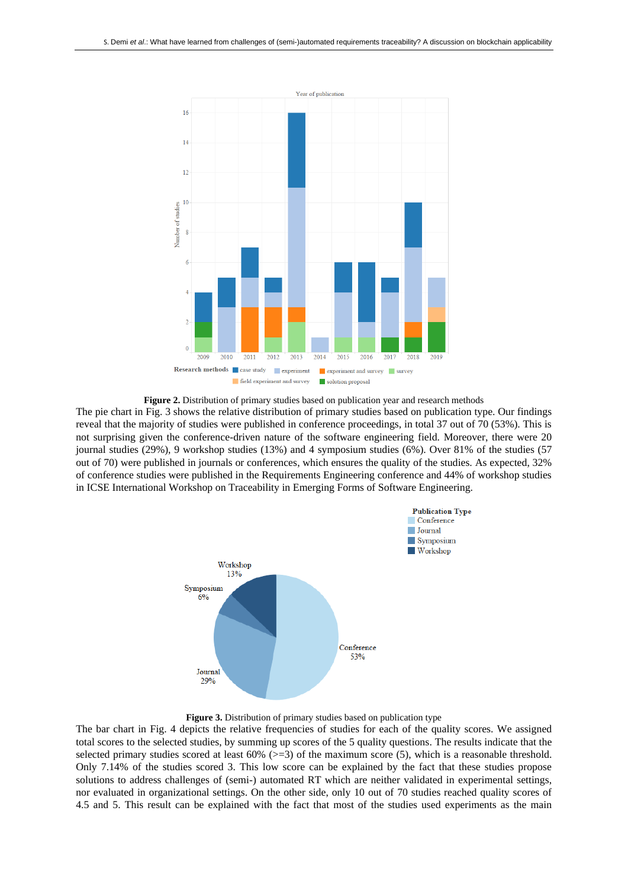**Figure 2.** Distribution of primary studies based on publication year and research methods

The pie chart in Fig. 3 shows the relative distribution of primary studies based on publication type. Our findings reveal that the majority of studies were published in conference proceedings, in total 37 out of 70 (53%). This is not surprising given the conference-driven nature of the software engineering field. Moreover, there were 20 journal studies (29%), 9 workshop studies (13%) and 4 symposium studies (6%). Over 81% of the studies (57 out of 70) were published in journals or conferences, which ensures the quality of the studies. As expected, 32% of conference studies were published in the Requirements Engineering conference and 44% of workshop studies in ICSE International Workshop on Traceability in Emerging Forms of Software Engineering.

**Figure 3.** Distribution of primary studies based on publication type

The bar chart in Fig. 4 depicts the relative frequencies of studies for each of the quality scores. We assigned total scores to the selected studies, by summing up scores of the 5 quality questions. The results indicate that the selected primary studies scored at least 60% (>=3) of the maximum score (5), which is a reasonable threshold. Only 7.14% of the studies scored 3. This low score can be explained by the fact that these studies propose solutions to address challenges of (semi-) automated RT which are neither validated in experimental settings, nor evaluated in organizational settings. On the other side, only 10 out of 70 studies reached quality scores of 4.5 and 5. This result can be explained with the fact that most of the studies used experiments as the main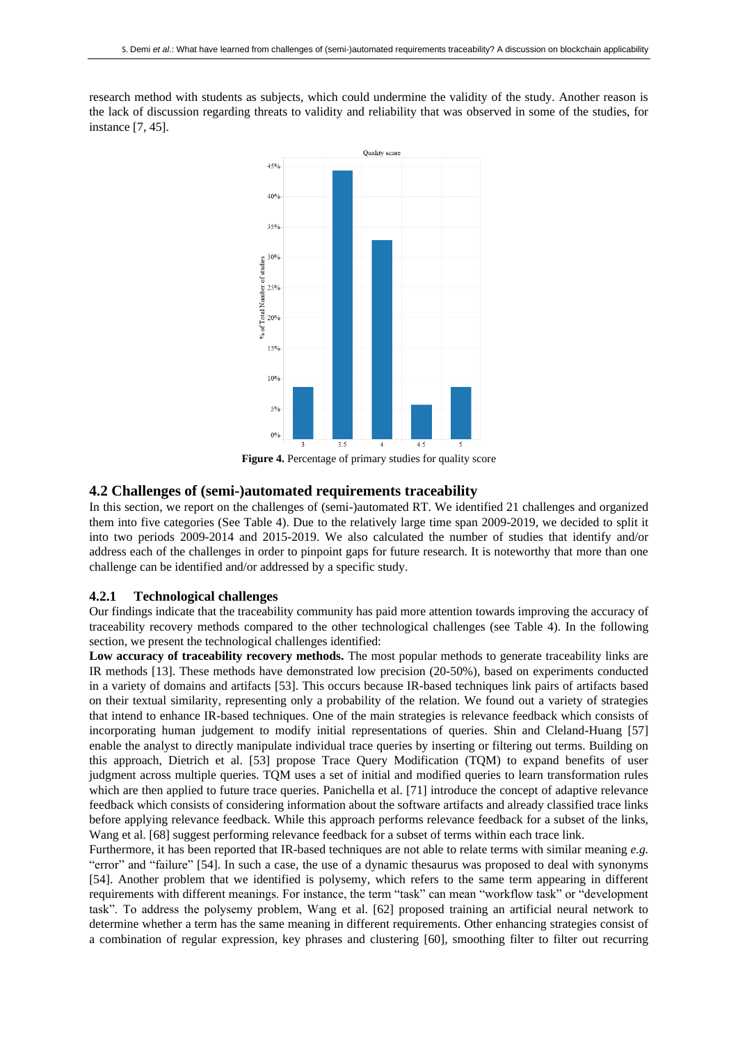research method with students as subjects, which could undermine the validity of the study. Another reason is the lack of discussion regarding threats to validity and reliability that was observed in some of the studies, for instance [7, 45].

**Figure 4.** Percentage of primary studies for quality score

## 4.2 Challenges of (semi-)automated requirements traceability

In this section, we report on the challenges of (semi-)automated RT. We identified 21 challenges and organized them into five categories (See Table 4). Due to the relatively large time span 2009-2019, we decided to split it into two periods 2009-2014 and 2015-2019. We also calculated the number of studies that identify and/or address each of the challenges in order to pinpoint gaps for future research. It is noteworthy that more than one challenge can be identified and/or addressed by a specific study.

### 4.2.1 Technological challenges

Our findings indicate that the traceability community has paid more attention towards improving the accuracy of traceability recovery methods compared to the other technological challenges (see Table 4). In the following section, we present the technological challenges identified:

**Low accuracy of traceability recovery methods.** The most popular methods to generate traceability links are IR methods [13]. These methods have demonstrated low precision (20-50%), based on experiments conducted in a variety of domains and artifacts [53]. This occurs because IR-based techniques link pairs of artifacts based on their textual similarity, representing only a probability of the relation. We found out a variety of strategies that intend to enhance IR-based techniques. One of the main strategies is relevance feedback which consists of incorporating human judgement to modify initial representations of queries. Shin and Cleland-Huang [57] enable the analyst to directly manipulate individual trace queries by inserting or filtering out terms. Building on this approach, Dietrich et al. [53] propose Trace Query Modification (TQM) to expand benefits of user judgment across multiple queries. TQM uses a set of initial and modified queries to learn transformation rules which are then applied to future trace queries. Panichella et al. [71] introduce the concept of adaptive relevance feedback which consists of considering information about the software artifacts and already classified trace links before applying relevance feedback. While this approach performs relevance feedback for a subset of the links, Wang et al. [68] suggest performing relevance feedback for a subset of terms within each trace link.

Furthermore, it has been reported that IR-based techniques are not able to relate terms with similar meaning *e.g.* "error" and "failure" [54]. In such a case, the use of a dynamic thesaurus was proposed to deal with synonyms [54]. Another problem that we identified is polysemy, which refers to the same term appearing in different requirements with different meanings. For instance, the term "task" can mean "workflow task" or "development task". To address the polysemy problem, Wang et al. [62] proposed training an artificial neural network to determine whether a term has the same meaning in different requirements. Other enhancing strategies consist of a combination of regular expression, key phrases and clustering [60], smoothing filter to filter out recurring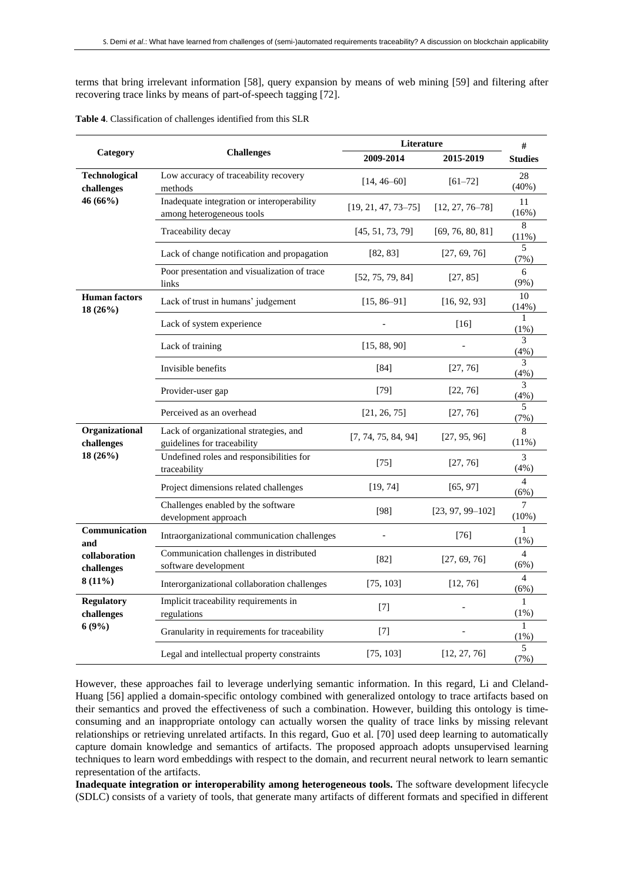terms that bring irrelevant information [58], query expansion by means of web mining [59] and filtering after recovering trace links by means of part-of-speech tagging [72].

**Table 4**. Classification of challenges identified from this SLR

| Category | Challenges | Literature | | # |
|---|---|---|---|---|
| | | 2009-2014 | 2015-2019 | Studies |
| **Technological challenges 46 (66%)** | Low accuracy of traceability recovery methods | [14, 46–60] | [61–72] | 28 (40%) |
| | Inadequate integration or interoperability among heterogeneous tools | [19, 21, 47, 73–75] | [12, 27, 76–78] | 11 (16%) |
| | Traceability decay | [45, 51, 73, 79] | [69, 76, 80, 81] | 8 (11%) |
| | Lack of change notification and propagation | [82, 83] | [27, 69, 76] | 5 (7%) |
| | Poor presentation and visualization of trace links | [52, 75, 79, 84] | [27, 85] | 6 (9%) |
| **Human factors 18 (26%)** | Lack of trust in humans' judgement | [15, 86–91] | [16, 92, 93] | 10 (14%) |
| | Lack of system experience | - | [16] | 1 (1%) |
| | Lack of training | [15, 88, 90] | - | 3 (4%) |
| | Invisible benefits | [84] | [27, 76] | 3 (4%) |
| | Provider-user gap | [79] | [22, 76] | 3 (4%) |
| | Perceived as an overhead | [21, 26, 75] | [27, 76] | 5 (7%) |
| **Organizational challenges 18 (26%)** | Lack of organizational strategies, and guidelines for traceability | [7, 74, 75, 84, 94] | [27, 95, 96] | 8 (11%) |
| | Undefined roles and responsibilities for traceability | [75] | [27, 76] | 3 (4%) |
| | Project dimensions related challenges | [19, 74] | [65, 97] | 4 (6%) |
| | Challenges enabled by the software development approach | [98] | [23, 97, 99–102] | 7 (10%) |
| **Communication and collaboration challenges 8 (11%)** | Intraorganizational communication challenges | - | [76] | 1 (1%) |
| | Communication challenges in distributed software development | [82] | [27, 69, 76] | 4 (6%) |
| | Interorganizational collaboration challenges | [75, 103] | [12, 76] | 4 (6%) |
| **Regulatory challenges 6 (9%)** | Implicit traceability requirements in regulations | [7] | - | 1 (1%) |
| | Granularity in requirements for traceability | [7] | - | 1 (1%) |
| | Legal and intellectual property constraints | [75, 103] | [12, 27, 76] | 5 (7%) |

However, these approaches fail to leverage underlying semantic information. In this regard, Li and Cleland-Huang [56] applied a domain-specific ontology combined with generalized ontology to trace artifacts based on their semantics and proved the effectiveness of such a combination. However, building this ontology is time-consuming and an inappropriate ontology can actually worsen the quality of trace links by missing relevant relationships or retrieving unrelated artifacts. In this regard, Guo et al. [70] used deep learning to automatically capture domain knowledge and semantics of artifacts. The proposed approach adopts unsupervised learning techniques to learn word embeddings with respect to the domain, and recurrent neural network to learn semantic representation of the artifacts.

**Inadequate integration or interoperability among heterogeneous tools.** The software development lifecycle (SDLC) consists of a variety of tools, that generate many artifacts of different formats and specified in different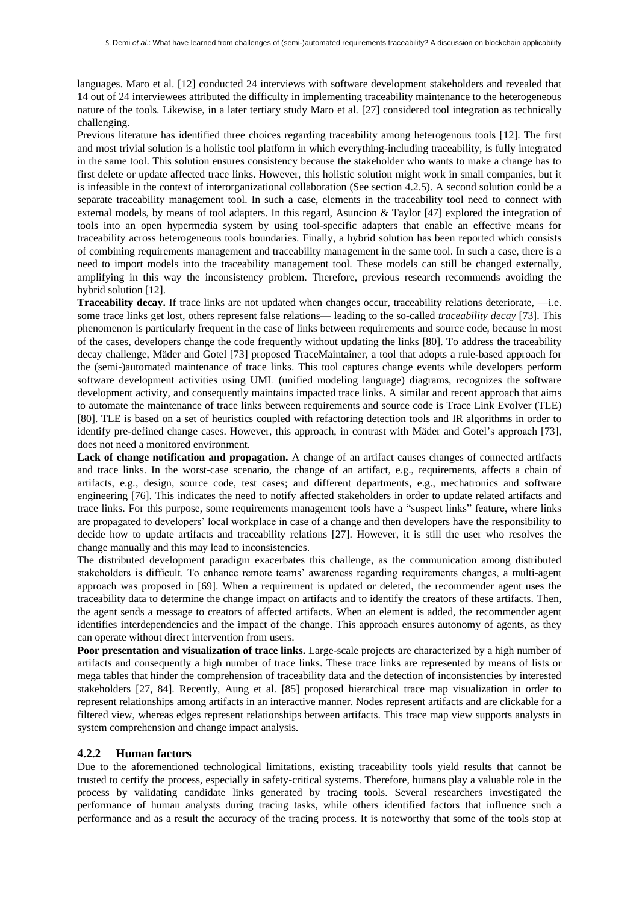languages. Maro et al. [12] conducted 24 interviews with software development stakeholders and revealed that 14 out of 24 interviewees attributed the difficulty in implementing traceability maintenance to the heterogeneous nature of the tools. Likewise, in a later tertiary study Maro et al. [27] considered tool integration as technically challenging.

Previous literature has identified three choices regarding traceability among heterogenous tools [12]. The first and most trivial solution is a holistic tool platform in which everything-including traceability, is fully integrated in the same tool. This solution ensures consistency because the stakeholder who wants to make a change has to first delete or update affected trace links. However, this holistic solution might work in small companies, but it is infeasible in the context of interorganizational collaboration (See section 4.2.5). A second solution could be a separate traceability management tool. In such a case, elements in the traceability tool need to connect with external models, by means of tool adapters. In this regard, Asuncion & Taylor [47] explored the integration of tools into an open hypermedia system by using tool-specific adapters that enable an effective means for traceability across heterogeneous tools boundaries. Finally, a hybrid solution has been reported which consists of combining requirements management and traceability management in the same tool. In such a case, there is a need to import models into the traceability management tool. These models can still be changed externally, amplifying in this way the inconsistency problem. Therefore, previous research recommends avoiding the hybrid solution [12].

**Traceability decay.** If trace links are not updated when changes occur, traceability relations deteriorate, —i.e. some trace links get lost, others represent false relations— leading to the so-called *traceability decay* [73]. This phenomenon is particularly frequent in the case of links between requirements and source code, because in most of the cases, developers change the code frequently without updating the links [80]. To address the traceability decay challenge, Mäder and Gotel [73] proposed TraceMaintainer, a tool that adopts a rule-based approach for the (semi-)automated maintenance of trace links. This tool captures change events while developers perform software development activities using UML (unified modeling language) diagrams, recognizes the software development activity, and consequently maintains impacted trace links. A similar and recent approach that aims to automate the maintenance of trace links between requirements and source code is Trace Link Evolver (TLE) [80]. TLE is based on a set of heuristics coupled with refactoring detection tools and IR algorithms in order to identify pre-defined change cases. However, this approach, in contrast with Mäder and Gotel's approach [73], does not need a monitored environment.

**Lack of change notification and propagation.** A change of an artifact causes changes of connected artifacts and trace links. In the worst-case scenario, the change of an artifact, e.g., requirements, affects a chain of artifacts, e.g., design, source code, test cases; and different departments, e.g., mechatronics and software engineering [76]. This indicates the need to notify affected stakeholders in order to update related artifacts and trace links. For this purpose, some requirements management tools have a "suspect links" feature, where links are propagated to developers' local workplace in case of a change and then developers have the responsibility to decide how to update artifacts and traceability relations [27]. However, it is still the user who resolves the change manually and this may lead to inconsistencies.

The distributed development paradigm exacerbates this challenge, as the communication among distributed stakeholders is difficult. To enhance remote teams' awareness regarding requirements changes, a multi-agent approach was proposed in [69]. When a requirement is updated or deleted, the recommender agent uses the traceability data to determine the change impact on artifacts and to identify the creators of these artifacts. Then, the agent sends a message to creators of affected artifacts. When an element is added, the recommender agent identifies interdependencies and the impact of the change. This approach ensures autonomy of agents, as they can operate without direct intervention from users.

**Poor presentation and visualization of trace links.** Large-scale projects are characterized by a high number of artifacts and consequently a high number of trace links. These trace links are represented by means of lists or mega tables that hinder the comprehension of traceability data and the detection of inconsistencies by interested stakeholders [27, 84]. Recently, Aung et al. [85] proposed hierarchical trace map visualization in order to represent relationships among artifacts in an interactive manner. Nodes represent artifacts and are clickable for a filtered view, whereas edges represent relationships between artifacts. This trace map view supports analysts in system comprehension and change impact analysis.

### 4.2.2 Human factors

Due to the aforementioned technological limitations, existing traceability tools yield results that cannot be trusted to certify the process, especially in safety-critical systems. Therefore, humans play a valuable role in the process by validating candidate links generated by tracing tools. Several researchers investigated the performance of human analysts during tracing tasks, while others identified factors that influence such a performance and as a result the accuracy of the tracing process. It is noteworthy that some of the tools stop at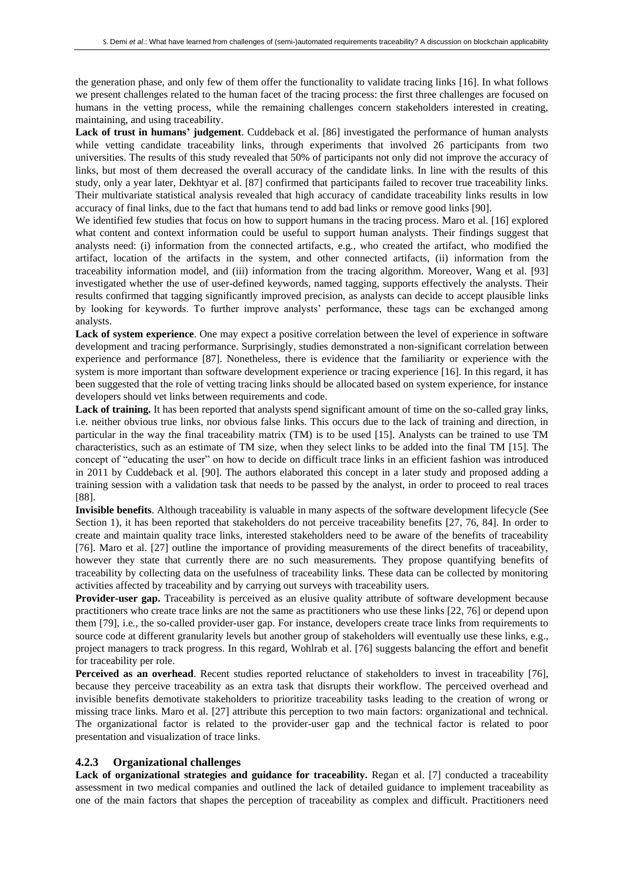the generation phase, and only few of them offer the functionality to validate tracing links [16]. In what follows we present challenges related to the human facet of the tracing process: the first three challenges are focused on humans in the vetting process, while the remaining challenges concern stakeholders interested in creating, maintaining, and using traceability.

**Lack of trust in humans' judgement**. Cuddeback et al. [86] investigated the performance of human analysts while vetting candidate traceability links, through experiments that involved 26 participants from two universities. The results of this study revealed that 50% of participants not only did not improve the accuracy of links, but most of them decreased the overall accuracy of the candidate links. In line with the results of this study, only a year later, Dekhtyar et al. [87] confirmed that participants failed to recover true traceability links. Their multivariate statistical analysis revealed that high accuracy of candidate traceability links results in low accuracy of final links, due to the fact that humans tend to add bad links or remove good links [90].

We identified few studies that focus on how to support humans in the tracing process. Maro et al. [16] explored what content and context information could be useful to support human analysts. Their findings suggest that analysts need: (i) information from the connected artifacts, e.g., who created the artifact, who modified the artifact, location of the artifacts in the system, and other connected artifacts, (ii) information from the traceability information model, and (iii) information from the tracing algorithm. Moreover, Wang et al. [93] investigated whether the use of user-defined keywords, named tagging, supports effectively the analysts. Their results confirmed that tagging significantly improved precision, as analysts can decide to accept plausible links by looking for keywords. To further improve analysts' performance, these tags can be exchanged among analysts.

**Lack of system experience**. One may expect a positive correlation between the level of experience in software development and tracing performance. Surprisingly, studies demonstrated a non-significant correlation between experience and performance [87]. Nonetheless, there is evidence that the familiarity or experience with the system is more important than software development experience or tracing experience [16]. In this regard, it has been suggested that the role of vetting tracing links should be allocated based on system experience, for instance developers should vet links between requirements and code.

**Lack of training.** It has been reported that analysts spend significant amount of time on the so-called gray links, i.e. neither obvious true links, nor obvious false links. This occurs due to the lack of training and direction, in particular in the way the final traceability matrix (TM) is to be used [15]. Analysts can be trained to use TM characteristics, such as an estimate of TM size, when they select links to be added into the final TM [15]. The concept of "educating the user" on how to decide on difficult trace links in an efficient fashion was introduced in 2011 by Cuddeback et al. [90]. The authors elaborated this concept in a later study and proposed adding a training session with a validation task that needs to be passed by the analyst, in order to proceed to real traces [88].

**Invisible benefits**. Although traceability is valuable in many aspects of the software development lifecycle (See Section 1), it has been reported that stakeholders do not perceive traceability benefits [27, 76, 84]. In order to create and maintain quality trace links, interested stakeholders need to be aware of the benefits of traceability [76]. Maro et al. [27] outline the importance of providing measurements of the direct benefits of traceability, however they state that currently there are no such measurements. They propose quantifying benefits of traceability by collecting data on the usefulness of traceability links. These data can be collected by monitoring activities affected by traceability and by carrying out surveys with traceability users.

**Provider-user gap.** Traceability is perceived as an elusive quality attribute of software development because practitioners who create trace links are not the same as practitioners who use these links [22, 76] or depend upon them [79], i.e., the so-called provider-user gap. For instance, developers create trace links from requirements to source code at different granularity levels but another group of stakeholders will eventually use these links, e.g., project managers to track progress. In this regard, Wohlrab et al. [76] suggests balancing the effort and benefit for traceability per role.

**Perceived as an overhead**. Recent studies reported reluctance of stakeholders to invest in traceability [76], because they perceive traceability as an extra task that disrupts their workflow. The perceived overhead and invisible benefits demotivate stakeholders to prioritize traceability tasks leading to the creation of wrong or missing trace links. Maro et al. [27] attribute this perception to two main factors: organizational and technical. The organizational factor is related to the provider-user gap and the technical factor is related to poor presentation and visualization of trace links.

### 4.2.3 Organizational challenges

**Lack of organizational strategies and guidance for traceability.** Regan et al. [7] conducted a traceability assessment in two medical companies and outlined the lack of detailed guidance to implement traceability as one of the main factors that shapes the perception of traceability as complex and difficult. Practitioners need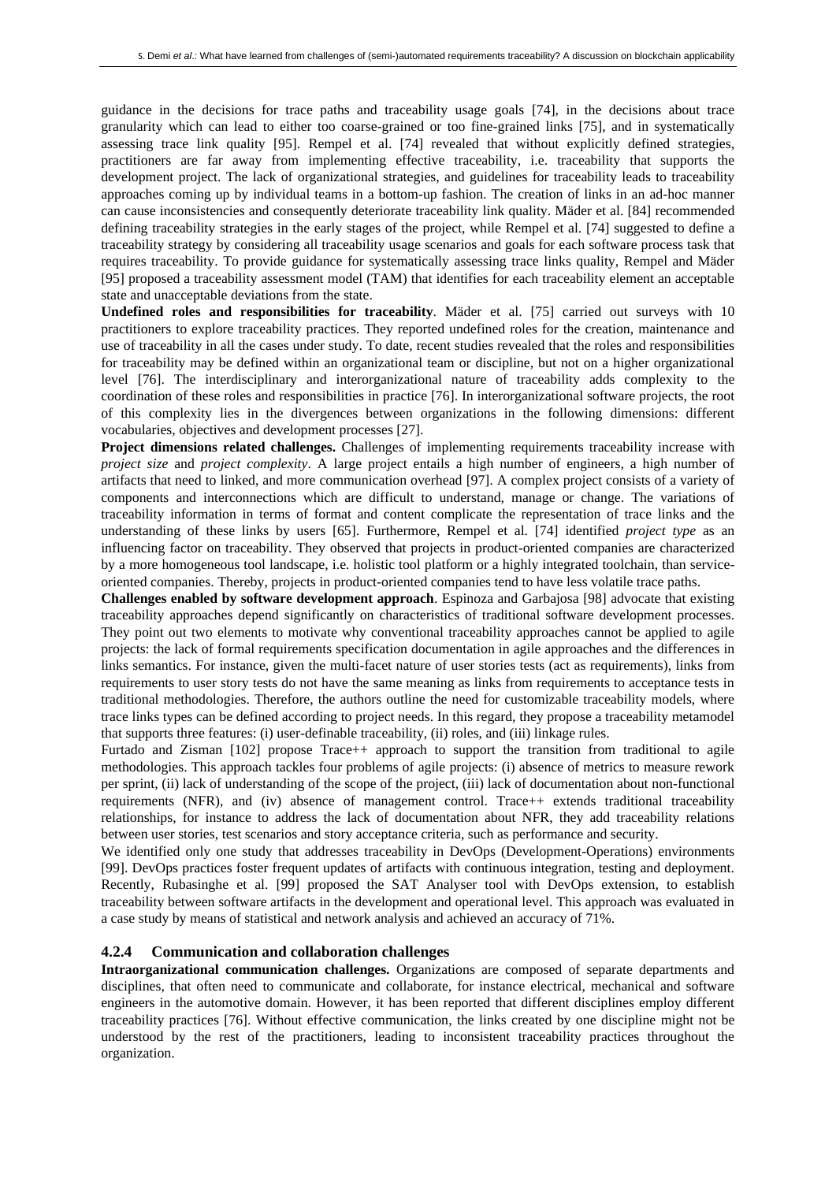guidance in the decisions for trace paths and traceability usage goals [74], in the decisions about trace granularity which can lead to either too coarse-grained or too fine-grained links [75], and in systematically assessing trace link quality [95]. Rempel et al. [74] revealed that without explicitly defined strategies, practitioners are far away from implementing effective traceability, i.e. traceability that supports the development project. The lack of organizational strategies, and guidelines for traceability leads to traceability approaches coming up by individual teams in a bottom-up fashion. The creation of links in an ad-hoc manner can cause inconsistencies and consequently deteriorate traceability link quality. Mäder et al. [84] recommended defining traceability strategies in the early stages of the project, while Rempel et al. [74] suggested to define a traceability strategy by considering all traceability usage scenarios and goals for each software process task that requires traceability. To provide guidance for systematically assessing trace links quality, Rempel and Mäder [95] proposed a traceability assessment model (TAM) that identifies for each traceability element an acceptable state and unacceptable deviations from the state.

**Undefined roles and responsibilities for traceability**. Mäder et al. [75] carried out surveys with 10 practitioners to explore traceability practices. They reported undefined roles for the creation, maintenance and use of traceability in all the cases under study. To date, recent studies revealed that the roles and responsibilities for traceability may be defined within an organizational team or discipline, but not on a higher organizational level [76]. The interdisciplinary and interorganizational nature of traceability adds complexity to the coordination of these roles and responsibilities in practice [76]. In interorganizational software projects, the root of this complexity lies in the divergences between organizations in the following dimensions: different vocabularies, objectives and development processes [27].

**Project dimensions related challenges.** Challenges of implementing requirements traceability increase with *project size* and *project complexity*. A large project entails a high number of engineers, a high number of artifacts that need to linked, and more communication overhead [97]. A complex project consists of a variety of components and interconnections which are difficult to understand, manage or change. The variations of traceability information in terms of format and content complicate the representation of trace links and the understanding of these links by users [65]. Furthermore, Rempel et al. [74] identified *project type* as an influencing factor on traceability. They observed that projects in product-oriented companies are characterized by a more homogeneous tool landscape, i.e. holistic tool platform or a highly integrated toolchain, than service-oriented companies. Thereby, projects in product-oriented companies tend to have less volatile trace paths.

**Challenges enabled by software development approach**. Espinoza and Garbajosa [98] advocate that existing traceability approaches depend significantly on characteristics of traditional software development processes. They point out two elements to motivate why conventional traceability approaches cannot be applied to agile projects: the lack of formal requirements specification documentation in agile approaches and the differences in links semantics. For instance, given the multi-facet nature of user stories tests (act as requirements), links from requirements to user story tests do not have the same meaning as links from requirements to acceptance tests in traditional methodologies. Therefore, the authors outline the need for customizable traceability models, where trace links types can be defined according to project needs. In this regard, they propose a traceability metamodel that supports three features: (i) user-definable traceability, (ii) roles, and (iii) linkage rules.

Furtado and Zisman [102] propose Trace++ approach to support the transition from traditional to agile methodologies. This approach tackles four problems of agile projects: (i) absence of metrics to measure rework per sprint, (ii) lack of understanding of the scope of the project, (iii) lack of documentation about non-functional requirements (NFR), and (iv) absence of management control. Trace++ extends traditional traceability relationships, for instance to address the lack of documentation about NFR, they add traceability relations between user stories, test scenarios and story acceptance criteria, such as performance and security.

We identified only one study that addresses traceability in DevOps (Development-Operations) environments [99]. DevOps practices foster frequent updates of artifacts with continuous integration, testing and deployment. Recently, Rubasinghe et al. [99] proposed the SAT Analyser tool with DevOps extension, to establish traceability between software artifacts in the development and operational level. This approach was evaluated in a case study by means of statistical and network analysis and achieved an accuracy of 71%.

#### 4.2.4 Communication and collaboration challenges

**Intraorganizational communication challenges.** Organizations are composed of separate departments and disciplines, that often need to communicate and collaborate, for instance electrical, mechanical and software engineers in the automotive domain. However, it has been reported that different disciplines employ different traceability practices [76]. Without effective communication, the links created by one discipline might not be understood by the rest of the practitioners, leading to inconsistent traceability practices throughout the organization.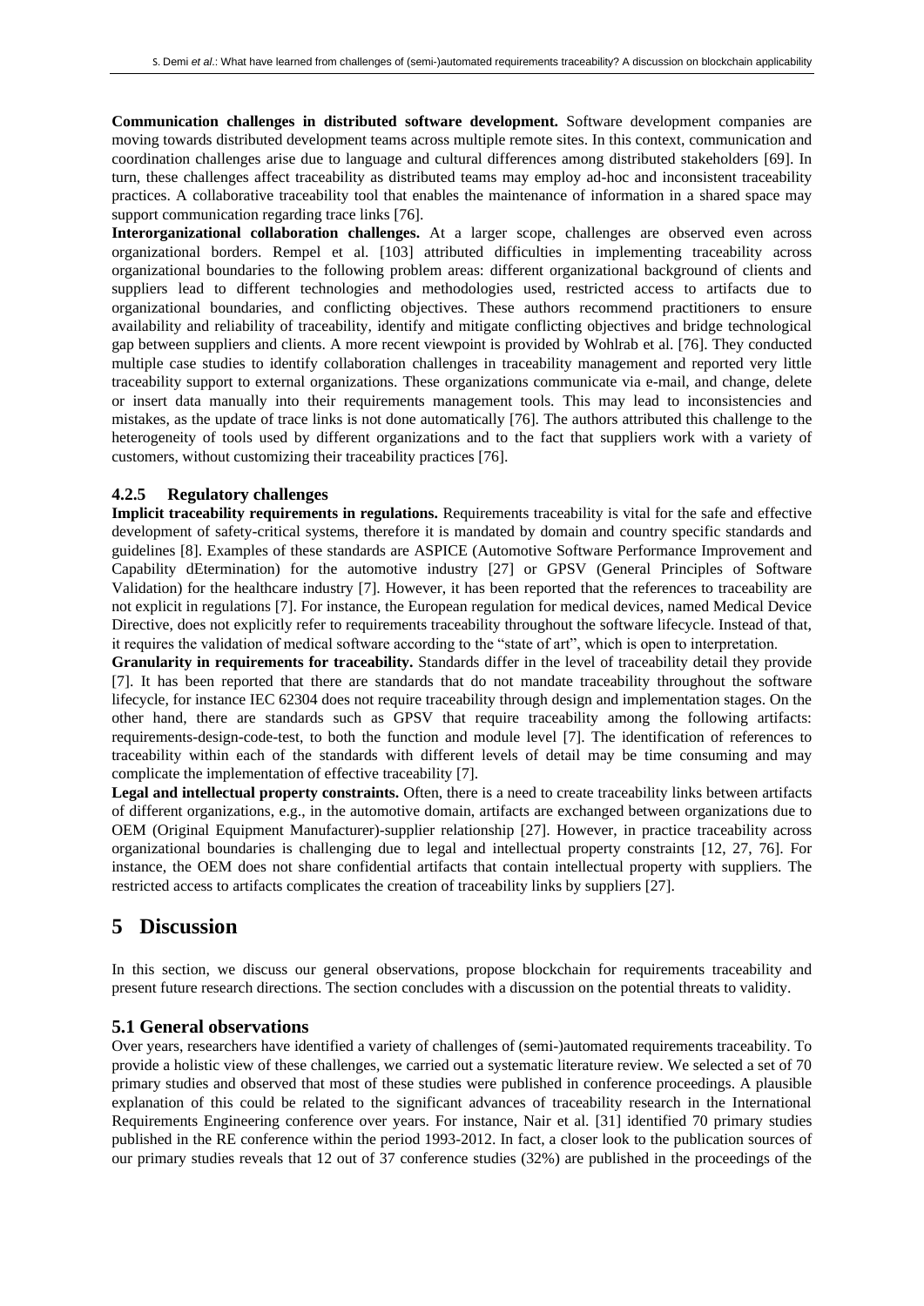**Communication challenges in distributed software development.** Software development companies are moving towards distributed development teams across multiple remote sites. In this context, communication and coordination challenges arise due to language and cultural differences among distributed stakeholders [69]. In turn, these challenges affect traceability as distributed teams may employ ad-hoc and inconsistent traceability practices. A collaborative traceability tool that enables the maintenance of information in a shared space may support communication regarding trace links [76].

**Interorganizational collaboration challenges.** At a larger scope, challenges are observed even across organizational borders. Rempel et al. [103] attributed difficulties in implementing traceability across organizational boundaries to the following problem areas: different organizational background of clients and suppliers lead to different technologies and methodologies used, restricted access to artifacts due to organizational boundaries, and conflicting objectives. These authors recommend practitioners to ensure availability and reliability of traceability, identify and mitigate conflicting objectives and bridge technological gap between suppliers and clients. A more recent viewpoint is provided by Wohlrab et al. [76]. They conducted multiple case studies to identify collaboration challenges in traceability management and reported very little traceability support to external organizations. These organizations communicate via e-mail, and change, delete or insert data manually into their requirements management tools. This may lead to inconsistencies and mistakes, as the update of trace links is not done automatically [76]. The authors attributed this challenge to the heterogeneity of tools used by different organizations and to the fact that suppliers work with a variety of customers, without customizing their traceability practices [76].

### 4.2.5 Regulatory challenges

**Implicit traceability requirements in regulations.** Requirements traceability is vital for the safe and effective development of safety-critical systems, therefore it is mandated by domain and country specific standards and guidelines [8]. Examples of these standards are ASPICE (Automotive Software Performance Improvement and Capability dEtermination) for the automotive industry [27] or GPSV (General Principles of Software Validation) for the healthcare industry [7]. However, it has been reported that the references to traceability are not explicit in regulations [7]. For instance, the European regulation for medical devices, named Medical Device Directive, does not explicitly refer to requirements traceability throughout the software lifecycle. Instead of that, it requires the validation of medical software according to the "state of art", which is open to interpretation.

**Granularity in requirements for traceability.** Standards differ in the level of traceability detail they provide [7]. It has been reported that there are standards that do not mandate traceability throughout the software lifecycle, for instance IEC 62304 does not require traceability through design and implementation stages. On the other hand, there are standards such as GPSV that require traceability among the following artifacts: requirements-design-code-test, to both the function and module level [7]. The identification of references to traceability within each of the standards with different levels of detail may be time consuming and may complicate the implementation of effective traceability [7].

**Legal and intellectual property constraints.** Often, there is a need to create traceability links between artifacts of different organizations, e.g., in the automotive domain, artifacts are exchanged between organizations due to OEM (Original Equipment Manufacturer)-supplier relationship [27]. However, in practice traceability across organizational boundaries is challenging due to legal and intellectual property constraints [12, 27, 76]. For instance, the OEM does not share confidential artifacts that contain intellectual property with suppliers. The restricted access to artifacts complicates the creation of traceability links by suppliers [27].

# 5 Discussion

In this section, we discuss our general observations, propose blockchain for requirements traceability and present future research directions. The section concludes with a discussion on the potential threats to validity.

## 5.1 General observations

Over years, researchers have identified a variety of challenges of (semi-)automated requirements traceability. To provide a holistic view of these challenges, we carried out a systematic literature review. We selected a set of 70 primary studies and observed that most of these studies were published in conference proceedings. A plausible explanation of this could be related to the significant advances of traceability research in the International Requirements Engineering conference over years. For instance, Nair et al. [31] identified 70 primary studies published in the RE conference within the period 1993-2012. In fact, a closer look to the publication sources of our primary studies reveals that 12 out of 37 conference studies (32%) are published in the proceedings of the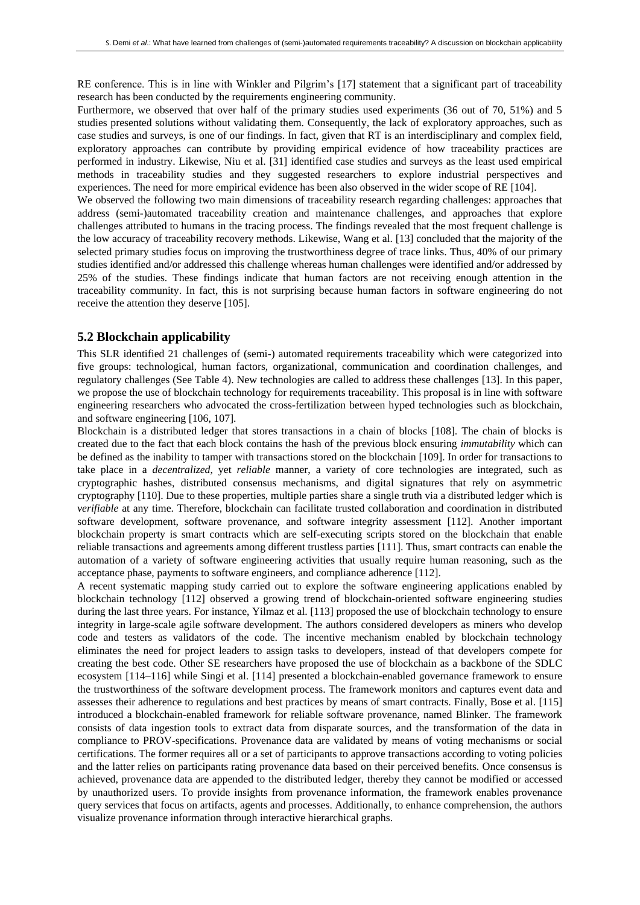RE conference. This is in line with Winkler and Pilgrim's [17] statement that a significant part of traceability research has been conducted by the requirements engineering community.

Furthermore, we observed that over half of the primary studies used experiments (36 out of 70, 51%) and 5 studies presented solutions without validating them. Consequently, the lack of exploratory approaches, such as case studies and surveys, is one of our findings. In fact, given that RT is an interdisciplinary and complex field, exploratory approaches can contribute by providing empirical evidence of how traceability practices are performed in industry. Likewise, Niu et al. [31] identified case studies and surveys as the least used empirical methods in traceability studies and they suggested researchers to explore industrial perspectives and experiences. The need for more empirical evidence has been also observed in the wider scope of RE [104].

We observed the following two main dimensions of traceability research regarding challenges: approaches that address (semi-)automated traceability creation and maintenance challenges, and approaches that explore challenges attributed to humans in the tracing process. The findings revealed that the most frequent challenge is the low accuracy of traceability recovery methods. Likewise, Wang et al. [13] concluded that the majority of the selected primary studies focus on improving the trustworthiness degree of trace links. Thus, 40% of our primary studies identified and/or addressed this challenge whereas human challenges were identified and/or addressed by 25% of the studies. These findings indicate that human factors are not receiving enough attention in the traceability community. In fact, this is not surprising because human factors in software engineering do not receive the attention they deserve [105].

## 5.2 Blockchain applicability

This SLR identified 21 challenges of (semi-) automated requirements traceability which were categorized into five groups: technological, human factors, organizational, communication and coordination challenges, and regulatory challenges (See Table 4). New technologies are called to address these challenges [13]. In this paper, we propose the use of blockchain technology for requirements traceability. This proposal is in line with software engineering researchers who advocated the cross-fertilization between hyped technologies such as blockchain, and software engineering [106, 107].

Blockchain is a distributed ledger that stores transactions in a chain of blocks [108]. The chain of blocks is created due to the fact that each block contains the hash of the previous block ensuring *immutability* which can be defined as the inability to tamper with transactions stored on the blockchain [109]. In order for transactions to take place in a *decentralized*, yet *reliable* manner, a variety of core technologies are integrated, such as cryptographic hashes, distributed consensus mechanisms, and digital signatures that rely on asymmetric cryptography [110]. Due to these properties, multiple parties share a single truth via a distributed ledger which is *verifiable* at any time. Therefore, blockchain can facilitate trusted collaboration and coordination in distributed software development, software provenance, and software integrity assessment [112]. Another important blockchain property is smart contracts which are self-executing scripts stored on the blockchain that enable reliable transactions and agreements among different trustless parties [111]. Thus, smart contracts can enable the automation of a variety of software engineering activities that usually require human reasoning, such as the acceptance phase, payments to software engineers, and compliance adherence [112].

A recent systematic mapping study carried out to explore the software engineering applications enabled by blockchain technology [112] observed a growing trend of blockchain-oriented software engineering studies during the last three years. For instance, Yilmaz et al. [113] proposed the use of blockchain technology to ensure integrity in large-scale agile software development. The authors considered developers as miners who develop code and testers as validators of the code. The incentive mechanism enabled by blockchain technology eliminates the need for project leaders to assign tasks to developers, instead of that developers compete for creating the best code. Other SE researchers have proposed the use of blockchain as a backbone of the SDLC ecosystem [114–116] while Singi et al. [114] presented a blockchain-enabled governance framework to ensure the trustworthiness of the software development process. The framework monitors and captures event data and assesses their adherence to regulations and best practices by means of smart contracts. Finally, Bose et al. [115] introduced a blockchain-enabled framework for reliable software provenance, named Blinker. The framework consists of data ingestion tools to extract data from disparate sources, and the transformation of the data in compliance to PROV-specifications. Provenance data are validated by means of voting mechanisms or social certifications. The former requires all or a set of participants to approve transactions according to voting policies and the latter relies on participants rating provenance data based on their perceived benefits. Once consensus is achieved, provenance data are appended to the distributed ledger, thereby they cannot be modified or accessed by unauthorized users. To provide insights from provenance information, the framework enables provenance query services that focus on artifacts, agents and processes. Additionally, to enhance comprehension, the authors visualize provenance information through interactive hierarchical graphs.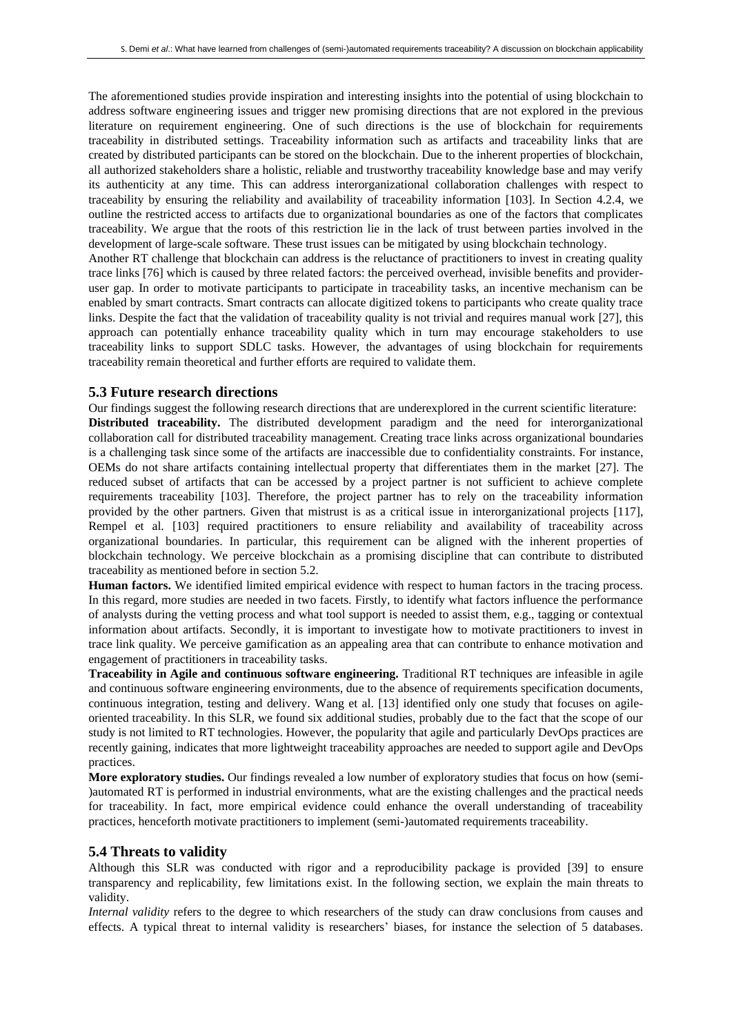The aforementioned studies provide inspiration and interesting insights into the potential of using blockchain to address software engineering issues and trigger new promising directions that are not explored in the previous literature on requirement engineering. One of such directions is the use of blockchain for requirements traceability in distributed settings. Traceability information such as artifacts and traceability links that are created by distributed participants can be stored on the blockchain. Due to the inherent properties of blockchain, all authorized stakeholders share a holistic, reliable and trustworthy traceability knowledge base and may verify its authenticity at any time. This can address interorganizational collaboration challenges with respect to traceability by ensuring the reliability and availability of traceability information [103]. In Section 4.2.4, we outline the restricted access to artifacts due to organizational boundaries as one of the factors that complicates traceability. We argue that the roots of this restriction lie in the lack of trust between parties involved in the development of large-scale software. These trust issues can be mitigated by using blockchain technology.

Another RT challenge that blockchain can address is the reluctance of practitioners to invest in creating quality trace links [76] which is caused by three related factors: the perceived overhead, invisible benefits and provider-user gap. In order to motivate participants to participate in traceability tasks, an incentive mechanism can be enabled by smart contracts. Smart contracts can allocate digitized tokens to participants who create quality trace links. Despite the fact that the validation of traceability quality is not trivial and requires manual work [27], this approach can potentially enhance traceability quality which in turn may encourage stakeholders to use traceability links to support SDLC tasks. However, the advantages of using blockchain for requirements traceability remain theoretical and further efforts are required to validate them.

## 5.3 Future research directions

Our findings suggest the following research directions that are underexplored in the current scientific literature:

**Distributed traceability.** The distributed development paradigm and the need for interorganizational collaboration call for distributed traceability management. Creating trace links across organizational boundaries is a challenging task since some of the artifacts are inaccessible due to confidentiality constraints. For instance, OEMs do not share artifacts containing intellectual property that differentiates them in the market [27]. The reduced subset of artifacts that can be accessed by a project partner is not sufficient to achieve complete requirements traceability [103]. Therefore, the project partner has to rely on the traceability information provided by the other partners. Given that mistrust is as a critical issue in interorganizational projects [117], Rempel et al. [103] required practitioners to ensure reliability and availability of traceability across organizational boundaries. In particular, this requirement can be aligned with the inherent properties of blockchain technology. We perceive blockchain as a promising discipline that can contribute to distributed traceability as mentioned before in section 5.2.

**Human factors.** We identified limited empirical evidence with respect to human factors in the tracing process. In this regard, more studies are needed in two facets. Firstly, to identify what factors influence the performance of analysts during the vetting process and what tool support is needed to assist them, e.g., tagging or contextual information about artifacts. Secondly, it is important to investigate how to motivate practitioners to invest in trace link quality. We perceive gamification as an appealing area that can contribute to enhance motivation and engagement of practitioners in traceability tasks.

**Traceability in Agile and continuous software engineering.** Traditional RT techniques are infeasible in agile and continuous software engineering environments, due to the absence of requirements specification documents, continuous integration, testing and delivery. Wang et al. [13] identified only one study that focuses on agile-oriented traceability. In this SLR, we found six additional studies, probably due to the fact that the scope of our study is not limited to RT technologies. However, the popularity that agile and particularly DevOps practices are recently gaining, indicates that more lightweight traceability approaches are needed to support agile and DevOps practices.

**More exploratory studies.** Our findings revealed a low number of exploratory studies that focus on how (semi-)automated RT is performed in industrial environments, what are the existing challenges and the practical needs for traceability. In fact, more empirical evidence could enhance the overall understanding of traceability practices, henceforth motivate practitioners to implement (semi-)automated requirements traceability.

## 5.4 Threats to validity

Although this SLR was conducted with rigor and a reproducibility package is provided [39] to ensure transparency and replicability, few limitations exist. In the following section, we explain the main threats to validity.

*Internal validity* refers to the degree to which researchers of the study can draw conclusions from causes and effects. A typical threat to internal validity is researchers' biases, for instance the selection of 5 databases.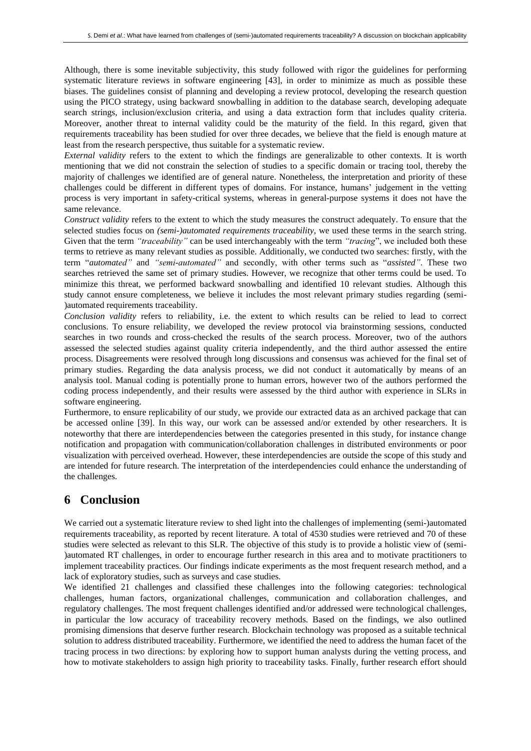Although, there is some inevitable subjectivity, this study followed with rigor the guidelines for performing systematic literature reviews in software engineering [43], in order to minimize as much as possible these biases. The guidelines consist of planning and developing a review protocol, developing the research question using the PICO strategy, using backward snowballing in addition to the database search, developing adequate search strings, inclusion/exclusion criteria, and using a data extraction form that includes quality criteria. Moreover, another threat to internal validity could be the maturity of the field. In this regard, given that requirements traceability has been studied for over three decades, we believe that the field is enough mature at least from the research perspective, thus suitable for a systematic review.

*External validity* refers to the extent to which the findings are generalizable to other contexts. It is worth mentioning that we did not constrain the selection of studies to a specific domain or tracing tool, thereby the majority of challenges we identified are of general nature. Nonetheless, the interpretation and priority of these challenges could be different in different types of domains. For instance, humans' judgement in the vetting process is very important in safety-critical systems, whereas in general-purpose systems it does not have the same relevance.

*Construct validity* refers to the extent to which the study measures the construct adequately. To ensure that the selected studies focus on *(semi-)automated requirements traceability*, we used these terms in the search string. Given that the term *"traceability"* can be used interchangeably with the term *"tracing"*, we included both these terms to retrieve as many relevant studies as possible. Additionally, we conducted two searches: firstly, with the term "*automated"* and *"semi-automated"* and secondly, with other terms such as "*assisted"*. These two searches retrieved the same set of primary studies. However, we recognize that other terms could be used. To minimize this threat, we performed backward snowballing and identified 10 relevant studies. Although this study cannot ensure completeness, we believe it includes the most relevant primary studies regarding (semi-)automated requirements traceability.

*Conclusion validity* refers to reliability, i.e. the extent to which results can be relied to lead to correct conclusions. To ensure reliability, we developed the review protocol via brainstorming sessions, conducted searches in two rounds and cross-checked the results of the search process. Moreover, two of the authors assessed the selected studies against quality criteria independently, and the third author assessed the entire process. Disagreements were resolved through long discussions and consensus was achieved for the final set of primary studies. Regarding the data analysis process, we did not conduct it automatically by means of an analysis tool. Manual coding is potentially prone to human errors, however two of the authors performed the coding process independently, and their results were assessed by the third author with experience in SLRs in software engineering.

Furthermore, to ensure replicability of our study, we provide our extracted data as an archived package that can be accessed online [39]. In this way, our work can be assessed and/or extended by other researchers. It is noteworthy that there are interdependencies between the categories presented in this study, for instance change notification and propagation with communication/collaboration challenges in distributed environments or poor visualization with perceived overhead. However, these interdependencies are outside the scope of this study and are intended for future research. The interpretation of the interdependencies could enhance the understanding of the challenges.

# 6 Conclusion

We carried out a systematic literature review to shed light into the challenges of implementing (semi-)automated requirements traceability, as reported by recent literature. A total of 4530 studies were retrieved and 70 of these studies were selected as relevant to this SLR. The objective of this study is to provide a holistic view of (semi-)automated RT challenges, in order to encourage further research in this area and to motivate practitioners to implement traceability practices. Our findings indicate experiments as the most frequent research method, and a lack of exploratory studies, such as surveys and case studies.

We identified 21 challenges and classified these challenges into the following categories: technological challenges, human factors, organizational challenges, communication and collaboration challenges, and regulatory challenges. The most frequent challenges identified and/or addressed were technological challenges, in particular the low accuracy of traceability recovery methods. Based on the findings, we also outlined promising dimensions that deserve further research. Blockchain technology was proposed as a suitable technical solution to address distributed traceability. Furthermore, we identified the need to address the human facet of the tracing process in two directions: by exploring how to support human analysts during the vetting process, and how to motivate stakeholders to assign high priority to traceability tasks. Finally, further research effort should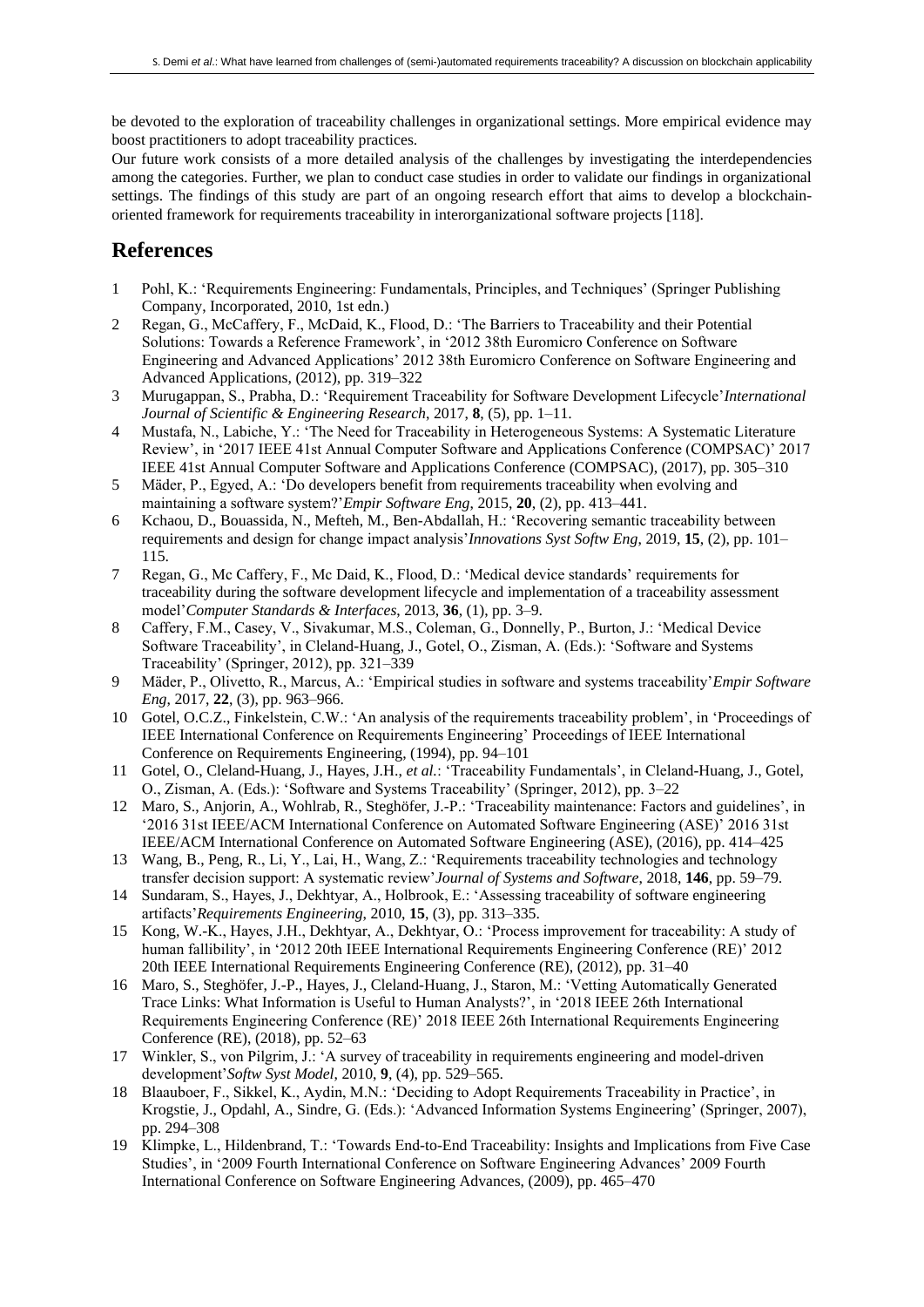be devoted to the exploration of traceability challenges in organizational settings. More empirical evidence may boost practitioners to adopt traceability practices.

Our future work consists of a more detailed analysis of the challenges by investigating the interdependencies among the categories. Further, we plan to conduct case studies in order to validate our findings in organizational settings. The findings of this study are part of an ongoing research effort that aims to develop a blockchain-oriented framework for requirements traceability in interorganizational software projects [118].

## References

1 Pohl, K.: 'Requirements Engineering: Fundamentals, Principles, and Techniques' (Springer Publishing Company, Incorporated, 2010, 1st edn.)

2 Regan, G., McCaffery, F., McDaid, K., Flood, D.: 'The Barriers to Traceability and their Potential Solutions: Towards a Reference Framework', in '2012 38th Euromicro Conference on Software Engineering and Advanced Applications' 2012 38th Euromicro Conference on Software Engineering and Advanced Applications, (2012), pp. 319–322

3 Murugappan, S., Prabha, D.: 'Requirement Traceability for Software Development Lifecycle'*International Journal of Scientific & Engineering Research*, 2017, **8**, (5), pp. 1–11.

4 Mustafa, N., Labiche, Y.: 'The Need for Traceability in Heterogeneous Systems: A Systematic Literature Review', in '2017 IEEE 41st Annual Computer Software and Applications Conference (COMPSAC)' 2017 IEEE 41st Annual Computer Software and Applications Conference (COMPSAC), (2017), pp. 305–310

5 Mäder, P., Egyed, A.: 'Do developers benefit from requirements traceability when evolving and maintaining a software system?'*Empir Software Eng*, 2015, **20**, (2), pp. 413–441.

6 Kchaou, D., Bouassida, N., Mefteh, M., Ben-Abdallah, H.: 'Recovering semantic traceability between requirements and design for change impact analysis'*Innovations Syst Softw Eng*, 2019, **15**, (2), pp. 101–115.

7 Regan, G., Mc Caffery, F., Mc Daid, K., Flood, D.: 'Medical device standards' requirements for traceability during the software development lifecycle and implementation of a traceability assessment model'*Computer Standards & Interfaces*, 2013, **36**, (1), pp. 3–9.

8 Caffery, F.M., Casey, V., Sivakumar, M.S., Coleman, G., Donnelly, P., Burton, J.: 'Medical Device Software Traceability', in Cleland-Huang, J., Gotel, O., Zisman, A. (Eds.): 'Software and Systems Traceability' (Springer, 2012), pp. 321–339

9 Mäder, P., Olivetto, R., Marcus, A.: 'Empirical studies in software and systems traceability'*Empir Software Eng*, 2017, **22**, (3), pp. 963–966.

10 Gotel, O.C.Z., Finkelstein, C.W.: 'An analysis of the requirements traceability problem', in 'Proceedings of IEEE International Conference on Requirements Engineering' Proceedings of IEEE International Conference on Requirements Engineering, (1994), pp. 94–101

11 Gotel, O., Cleland-Huang, J., Hayes, J.H., *et al.*: 'Traceability Fundamentals', in Cleland-Huang, J., Gotel, O., Zisman, A. (Eds.): 'Software and Systems Traceability' (Springer, 2012), pp. 3–22

12 Maro, S., Anjorin, A., Wohlrab, R., Steghöfer, J.-P.: 'Traceability maintenance: Factors and guidelines', in '2016 31st IEEE/ACM International Conference on Automated Software Engineering (ASE)' 2016 31st IEEE/ACM International Conference on Automated Software Engineering (ASE), (2016), pp. 414–425

13 Wang, B., Peng, R., Li, Y., Lai, H., Wang, Z.: 'Requirements traceability technologies and technology transfer decision support: A systematic review'*Journal of Systems and Software*, 2018, **146**, pp. 59–79.

14 Sundaram, S., Hayes, J., Dekhtyar, A., Holbrook, E.: 'Assessing traceability of software engineering artifacts'*Requirements Engineering*, 2010, **15**, (3), pp. 313–335.

15 Kong, W.-K., Hayes, J.H., Dekhtyar, A., Dekhtyar, O.: 'Process improvement for traceability: A study of human fallibility', in '2012 20th IEEE International Requirements Engineering Conference (RE)' 2012 20th IEEE International Requirements Engineering Conference (RE), (2012), pp. 31–40

16 Maro, S., Steghöfer, J.-P., Hayes, J., Cleland-Huang, J., Staron, M.: 'Vetting Automatically Generated Trace Links: What Information is Useful to Human Analysts?', in '2018 IEEE 26th International Requirements Engineering Conference (RE)' 2018 IEEE 26th International Requirements Engineering Conference (RE), (2018), pp. 52–63

17 Winkler, S., von Pilgrim, J.: 'A survey of traceability in requirements engineering and model-driven development'*Softw Syst Model*, 2010, **9**, (4), pp. 529–565.

18 Blaauboer, F., Sikkel, K., Aydin, M.N.: 'Deciding to Adopt Requirements Traceability in Practice', in Krogstie, J., Opdahl, A., Sindre, G. (Eds.): 'Advanced Information Systems Engineering' (Springer, 2007), pp. 294–308

19 Klimpke, L., Hildenbrand, T.: 'Towards End-to-End Traceability: Insights and Implications from Five Case Studies', in '2009 Fourth International Conference on Software Engineering Advances' 2009 Fourth International Conference on Software Engineering Advances, (2009), pp. 465–470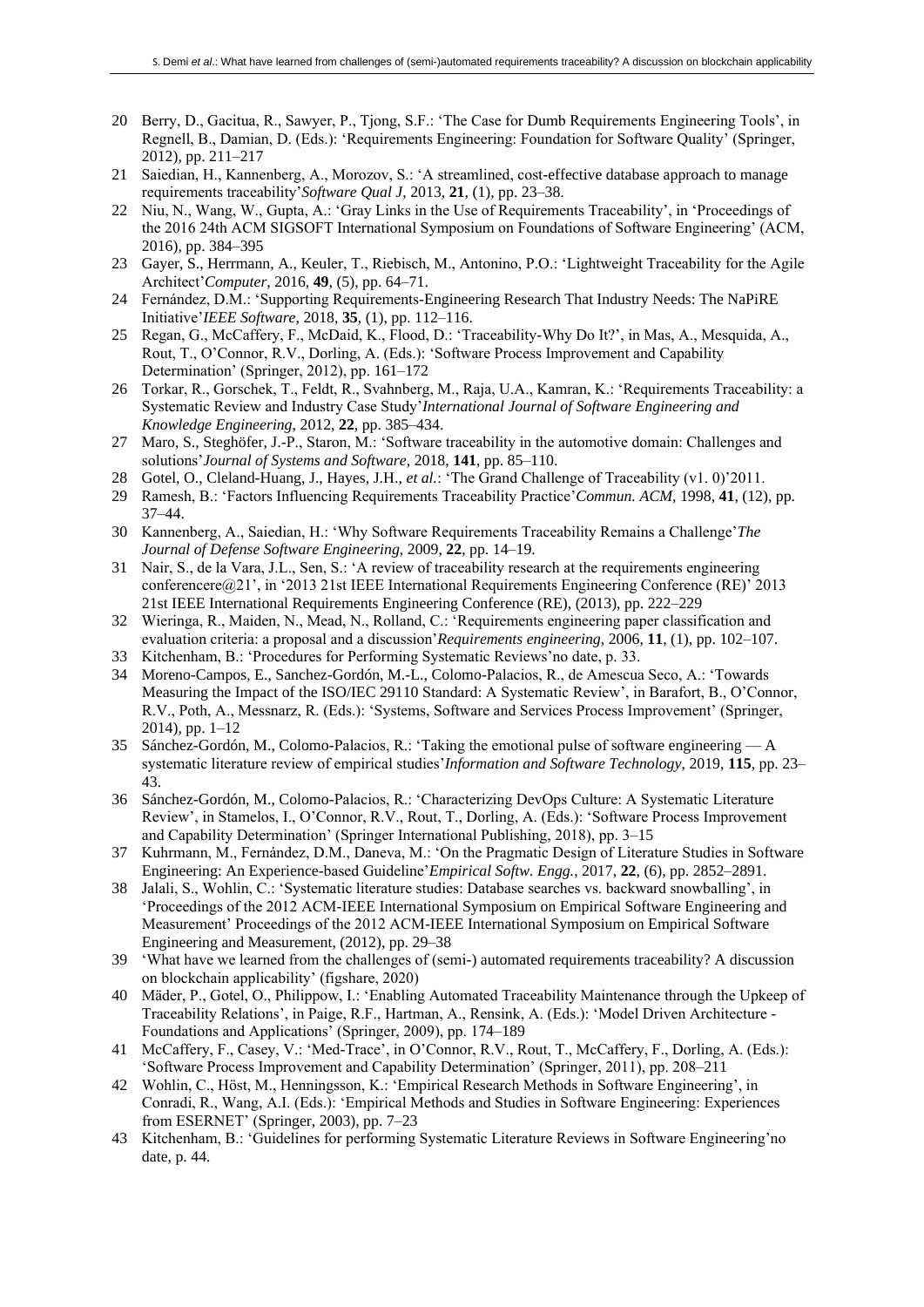20 Berry, D., Gacitua, R., Sawyer, P., Tjong, S.F.: 'The Case for Dumb Requirements Engineering Tools', in Regnell, B., Damian, D. (Eds.): 'Requirements Engineering: Foundation for Software Quality' (Springer, 2012), pp. 211–217

21 Saiedian, H., Kannenberg, A., Morozov, S.: 'A streamlined, cost-effective database approach to manage requirements traceability'*Software Qual J*, 2013, **21**, (1), pp. 23–38.

22 Niu, N., Wang, W., Gupta, A.: 'Gray Links in the Use of Requirements Traceability', in 'Proceedings of the 2016 24th ACM SIGSOFT International Symposium on Foundations of Software Engineering' (ACM, 2016), pp. 384–395

23 Gayer, S., Herrmann, A., Keuler, T., Riebisch, M., Antonino, P.O.: 'Lightweight Traceability for the Agile Architect'*Computer*, 2016, **49**, (5), pp. 64–71.

24 Fernández, D.M.: 'Supporting Requirements-Engineering Research That Industry Needs: The NaPiRE Initiative'*IEEE Software*, 2018, **35**, (1), pp. 112–116.

25 Regan, G., McCaffery, F., McDaid, K., Flood, D.: 'Traceability-Why Do It?', in Mas, A., Mesquida, A., Rout, T., O'Connor, R.V., Dorling, A. (Eds.): 'Software Process Improvement and Capability Determination' (Springer, 2012), pp. 161–172

26 Torkar, R., Gorschek, T., Feldt, R., Svahnberg, M., Raja, U.A., Kamran, K.: 'Requirements Traceability: a Systematic Review and Industry Case Study'*International Journal of Software Engineering and Knowledge Engineering*, 2012, **22**, pp. 385–434.

27 Maro, S., Steghöfer, J.-P., Staron, M.: 'Software traceability in the automotive domain: Challenges and solutions'*Journal of Systems and Software*, 2018, **141**, pp. 85–110.

28 Gotel, O., Cleland-Huang, J., Hayes, J.H., *et al.*: 'The Grand Challenge of Traceability (v1. 0)'2011.

29 Ramesh, B.: 'Factors Influencing Requirements Traceability Practice'*Commun. ACM*, 1998, **41**, (12), pp. 37–44.

30 Kannenberg, A., Saiedian, H.: 'Why Software Requirements Traceability Remains a Challenge'*The Journal of Defense Software Engineering*, 2009, **22**, pp. 14–19.

31 Nair, S., de la Vara, J.L., Sen, S.: 'A review of traceability research at the requirements engineering conferencere@21', in '2013 21st IEEE International Requirements Engineering Conference (RE)' 2013 21st IEEE International Requirements Engineering Conference (RE), (2013), pp. 222–229

32 Wieringa, R., Maiden, N., Mead, N., Rolland, C.: 'Requirements engineering paper classification and evaluation criteria: a proposal and a discussion'*Requirements engineering*, 2006, **11**, (1), pp. 102–107.

33 Kitchenham, B.: 'Procedures for Performing Systematic Reviews'no date, p. 33.

34 Moreno-Campos, E., Sanchez-Gordón, M.-L., Colomo-Palacios, R., de Amescua Seco, A.: 'Towards Measuring the Impact of the ISO/IEC 29110 Standard: A Systematic Review', in Barafort, B., O'Connor, R.V., Poth, A., Messnarz, R. (Eds.): 'Systems, Software and Services Process Improvement' (Springer, 2014), pp. 1–12

35 Sánchez-Gordón, M., Colomo-Palacios, R.: 'Taking the emotional pulse of software engineering — A systematic literature review of empirical studies'*Information and Software Technology*, 2019, **115**, pp. 23–43.

36 Sánchez-Gordón, M., Colomo-Palacios, R.: 'Characterizing DevOps Culture: A Systematic Literature Review', in Stamelos, I., O'Connor, R.V., Rout, T., Dorling, A. (Eds.): 'Software Process Improvement and Capability Determination' (Springer International Publishing, 2018), pp. 3–15

37 Kuhrmann, M., Fernández, D.M., Daneva, M.: 'On the Pragmatic Design of Literature Studies in Software Engineering: An Experience-based Guideline'*Empirical Softw. Engg.*, 2017, **22**, (6), pp. 2852–2891.

38 Jalali, S., Wohlin, C.: 'Systematic literature studies: Database searches vs. backward snowballing', in 'Proceedings of the 2012 ACM-IEEE International Symposium on Empirical Software Engineering and Measurement' Proceedings of the 2012 ACM-IEEE International Symposium on Empirical Software Engineering and Measurement, (2012), pp. 29–38

39 'What have we learned from the challenges of (semi-) automated requirements traceability? A discussion on blockchain applicability' (figshare, 2020)

40 Mäder, P., Gotel, O., Philippow, I.: 'Enabling Automated Traceability Maintenance through the Upkeep of Traceability Relations', in Paige, R.F., Hartman, A., Rensink, A. (Eds.): 'Model Driven Architecture - Foundations and Applications' (Springer, 2009), pp. 174–189

41 McCaffery, F., Casey, V.: 'Med-Trace', in O'Connor, R.V., Rout, T., McCaffery, F., Dorling, A. (Eds.): 'Software Process Improvement and Capability Determination' (Springer, 2011), pp. 208–211

42 Wohlin, C., Höst, M., Henningsson, K.: 'Empirical Research Methods in Software Engineering', in Conradi, R., Wang, A.I. (Eds.): 'Empirical Methods and Studies in Software Engineering: Experiences from ESERNET' (Springer, 2003), pp. 7–23

43 Kitchenham, B.: 'Guidelines for performing Systematic Literature Reviews in Software Engineering'no date, p. 44.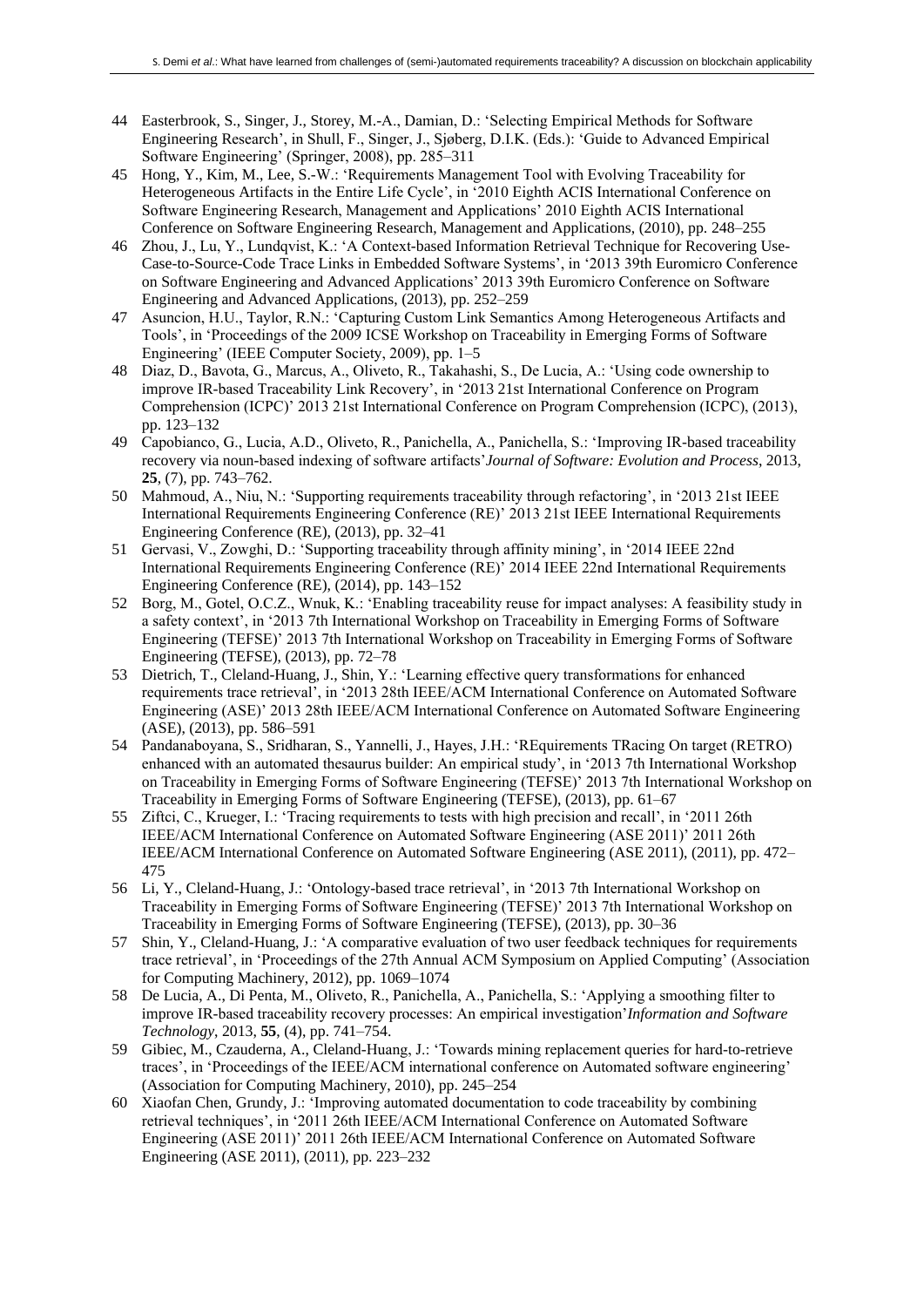44 Easterbrook, S., Singer, J., Storey, M.-A., Damian, D.: 'Selecting Empirical Methods for Software Engineering Research', in Shull, F., Singer, J., Sjøberg, D.I.K. (Eds.): 'Guide to Advanced Empirical Software Engineering' (Springer, 2008), pp. 285–311

45 Hong, Y., Kim, M., Lee, S.-W.: 'Requirements Management Tool with Evolving Traceability for Heterogeneous Artifacts in the Entire Life Cycle', in '2010 Eighth ACIS International Conference on Software Engineering Research, Management and Applications' 2010 Eighth ACIS International Conference on Software Engineering Research, Management and Applications, (2010), pp. 248–255

46 Zhou, J., Lu, Y., Lundqvist, K.: 'A Context-based Information Retrieval Technique for Recovering Use-Case-to-Source-Code Trace Links in Embedded Software Systems', in '2013 39th Euromicro Conference on Software Engineering and Advanced Applications' 2013 39th Euromicro Conference on Software Engineering and Advanced Applications, (2013), pp. 252–259

47 Asuncion, H.U., Taylor, R.N.: 'Capturing Custom Link Semantics Among Heterogeneous Artifacts and Tools', in 'Proceedings of the 2009 ICSE Workshop on Traceability in Emerging Forms of Software Engineering' (IEEE Computer Society, 2009), pp. 1–5

48 Diaz, D., Bavota, G., Marcus, A., Oliveto, R., Takahashi, S., De Lucia, A.: 'Using code ownership to improve IR-based Traceability Link Recovery', in '2013 21st International Conference on Program Comprehension (ICPC)' 2013 21st International Conference on Program Comprehension (ICPC), (2013), pp. 123–132

49 Capobianco, G., Lucia, A.D., Oliveto, R., Panichella, A., Panichella, S.: 'Improving IR-based traceability recovery via noun-based indexing of software artifacts'*Journal of Software: Evolution and Process*, 2013, **25**, (7), pp. 743–762.

50 Mahmoud, A., Niu, N.: 'Supporting requirements traceability through refactoring', in '2013 21st IEEE International Requirements Engineering Conference (RE)' 2013 21st IEEE International Requirements Engineering Conference (RE), (2013), pp. 32–41

51 Gervasi, V., Zowghi, D.: 'Supporting traceability through affinity mining', in '2014 IEEE 22nd International Requirements Engineering Conference (RE)' 2014 IEEE 22nd International Requirements Engineering Conference (RE), (2014), pp. 143–152

52 Borg, M., Gotel, O.C.Z., Wnuk, K.: 'Enabling traceability reuse for impact analyses: A feasibility study in a safety context', in '2013 7th International Workshop on Traceability in Emerging Forms of Software Engineering (TEFSE)' 2013 7th International Workshop on Traceability in Emerging Forms of Software Engineering (TEFSE), (2013), pp. 72–78

53 Dietrich, T., Cleland-Huang, J., Shin, Y.: 'Learning effective query transformations for enhanced requirements trace retrieval', in '2013 28th IEEE/ACM International Conference on Automated Software Engineering (ASE)' 2013 28th IEEE/ACM International Conference on Automated Software Engineering (ASE), (2013), pp. 586–591

54 Pandanaboyana, S., Sridharan, S., Yannelli, J., Hayes, J.H.: 'REquirements TRacing On target (RETRO) enhanced with an automated thesaurus builder: An empirical study', in '2013 7th International Workshop on Traceability in Emerging Forms of Software Engineering (TEFSE)' 2013 7th International Workshop on Traceability in Emerging Forms of Software Engineering (TEFSE), (2013), pp. 61–67

55 Ziftci, C., Krueger, I.: 'Tracing requirements to tests with high precision and recall', in '2011 26th IEEE/ACM International Conference on Automated Software Engineering (ASE 2011)' 2011 26th IEEE/ACM International Conference on Automated Software Engineering (ASE 2011), (2011), pp. 472–475

56 Li, Y., Cleland-Huang, J.: 'Ontology-based trace retrieval', in '2013 7th International Workshop on Traceability in Emerging Forms of Software Engineering (TEFSE)' 2013 7th International Workshop on Traceability in Emerging Forms of Software Engineering (TEFSE), (2013), pp. 30–36

57 Shin, Y., Cleland-Huang, J.: 'A comparative evaluation of two user feedback techniques for requirements trace retrieval', in 'Proceedings of the 27th Annual ACM Symposium on Applied Computing' (Association for Computing Machinery, 2012), pp. 1069–1074

58 De Lucia, A., Di Penta, M., Oliveto, R., Panichella, A., Panichella, S.: 'Applying a smoothing filter to improve IR-based traceability recovery processes: An empirical investigation'*Information and Software Technology*, 2013, **55**, (4), pp. 741–754.

59 Gibiec, M., Czauderna, A., Cleland-Huang, J.: 'Towards mining replacement queries for hard-to-retrieve traces', in 'Proceedings of the IEEE/ACM international conference on Automated software engineering' (Association for Computing Machinery, 2010), pp. 245–254

60 Xiaofan Chen, Grundy, J.: 'Improving automated documentation to code traceability by combining retrieval techniques', in '2011 26th IEEE/ACM International Conference on Automated Software Engineering (ASE 2011)' 2011 26th IEEE/ACM International Conference on Automated Software Engineering (ASE 2011), (2011), pp. 223–232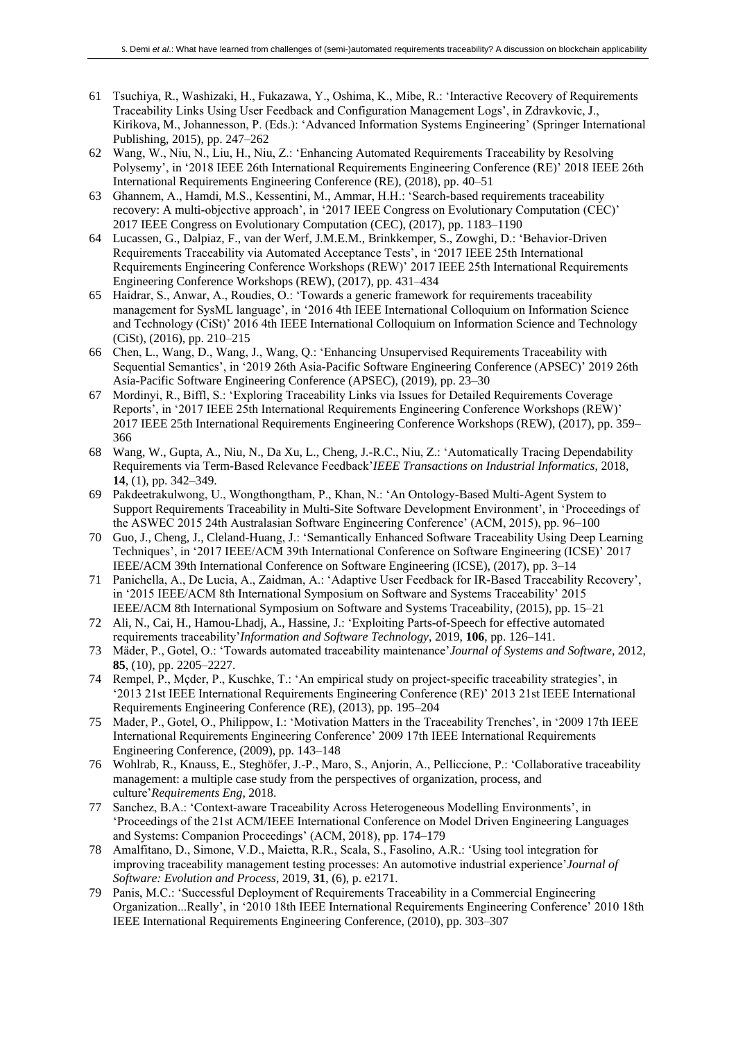61 Tsuchiya, R., Washizaki, H., Fukazawa, Y., Oshima, K., Mibe, R.: 'Interactive Recovery of Requirements Traceability Links Using User Feedback and Configuration Management Logs', in Zdravkovic, J., Kirikova, M., Johannesson, P. (Eds.): 'Advanced Information Systems Engineering' (Springer International Publishing, 2015), pp. 247–262

62 Wang, W., Niu, N., Liu, H., Niu, Z.: 'Enhancing Automated Requirements Traceability by Resolving Polysemy', in '2018 IEEE 26th International Requirements Engineering Conference (RE)' 2018 IEEE 26th International Requirements Engineering Conference (RE), (2018), pp. 40–51

63 Ghannem, A., Hamdi, M.S., Kessentini, M., Ammar, H.H.: 'Search-based requirements traceability recovery: A multi-objective approach', in '2017 IEEE Congress on Evolutionary Computation (CEC)' 2017 IEEE Congress on Evolutionary Computation (CEC), (2017), pp. 1183–1190

64 Lucassen, G., Dalpiaz, F., van der Werf, J.M.E.M., Brinkkemper, S., Zowghi, D.: 'Behavior-Driven Requirements Traceability via Automated Acceptance Tests', in '2017 IEEE 25th International Requirements Engineering Conference Workshops (REW)' 2017 IEEE 25th International Requirements Engineering Conference Workshops (REW), (2017), pp. 431–434

65 Haidrar, S., Anwar, A., Roudies, O.: 'Towards a generic framework for requirements traceability management for SysML language', in '2016 4th IEEE International Colloquium on Information Science and Technology (CiSt)' 2016 4th IEEE International Colloquium on Information Science and Technology (CiSt), (2016), pp. 210–215

66 Chen, L., Wang, D., Wang, J., Wang, Q.: 'Enhancing Unsupervised Requirements Traceability with Sequential Semantics', in '2019 26th Asia-Pacific Software Engineering Conference (APSEC)' 2019 26th Asia-Pacific Software Engineering Conference (APSEC), (2019), pp. 23–30

67 Mordinyi, R., Biffl, S.: 'Exploring Traceability Links via Issues for Detailed Requirements Coverage Reports', in '2017 IEEE 25th International Requirements Engineering Conference Workshops (REW)' 2017 IEEE 25th International Requirements Engineering Conference Workshops (REW), (2017), pp. 359–366

68 Wang, W., Gupta, A., Niu, N., Da Xu, L., Cheng, J.-R.C., Niu, Z.: 'Automatically Tracing Dependability Requirements via Term-Based Relevance Feedback'*IEEE Transactions on Industrial Informatics*, 2018, **14**, (1), pp. 342–349.

69 Pakdeetrakulwong, U., Wongthongtham, P., Khan, N.: 'An Ontology-Based Multi-Agent System to Support Requirements Traceability in Multi-Site Software Development Environment', in 'Proceedings of the ASWEC 2015 24th Australasian Software Engineering Conference' (ACM, 2015), pp. 96–100

70 Guo, J., Cheng, J., Cleland-Huang, J.: 'Semantically Enhanced Software Traceability Using Deep Learning Techniques', in '2017 IEEE/ACM 39th International Conference on Software Engineering (ICSE)' 2017 IEEE/ACM 39th International Conference on Software Engineering (ICSE), (2017), pp. 3–14

71 Panichella, A., De Lucia, A., Zaidman, A.: 'Adaptive User Feedback for IR-Based Traceability Recovery', in '2015 IEEE/ACM 8th International Symposium on Software and Systems Traceability' 2015 IEEE/ACM 8th International Symposium on Software and Systems Traceability, (2015), pp. 15–21

72 Ali, N., Cai, H., Hamou-Lhadj, A., Hassine, J.: 'Exploiting Parts-of-Speech for effective automated requirements traceability'*Information and Software Technology*, 2019, **106**, pp. 126–141.

73 Mäder, P., Gotel, O.: 'Towards automated traceability maintenance'*Journal of Systems and Software*, 2012, **85**, (10), pp. 2205–2227.

74 Rempel, P., Mçder, P., Kuschke, T.: 'An empirical study on project-specific traceability strategies', in '2013 21st IEEE International Requirements Engineering Conference (RE)' 2013 21st IEEE International Requirements Engineering Conference (RE), (2013), pp. 195–204

75 Mader, P., Gotel, O., Philippow, I.: 'Motivation Matters in the Traceability Trenches', in '2009 17th IEEE International Requirements Engineering Conference' 2009 17th IEEE International Requirements Engineering Conference, (2009), pp. 143–148

76 Wohlrab, R., Knauss, E., Steghöfer, J.-P., Maro, S., Anjorin, A., Pelliccione, P.: 'Collaborative traceability management: a multiple case study from the perspectives of organization, process, and culture'*Requirements Eng*, 2018.

77 Sanchez, B.A.: 'Context-aware Traceability Across Heterogeneous Modelling Environments', in 'Proceedings of the 21st ACM/IEEE International Conference on Model Driven Engineering Languages and Systems: Companion Proceedings' (ACM, 2018), pp. 174–179

78 Amalfitano, D., Simone, V.D., Maietta, R.R., Scala, S., Fasolino, A.R.: 'Using tool integration for improving traceability management testing processes: An automotive industrial experience'*Journal of Software: Evolution and Process*, 2019, **31**, (6), p. e2171.

79 Panis, M.C.: 'Successful Deployment of Requirements Traceability in a Commercial Engineering Organization...Really', in '2010 18th IEEE International Requirements Engineering Conference' 2010 18th IEEE International Requirements Engineering Conference, (2010), pp. 303–307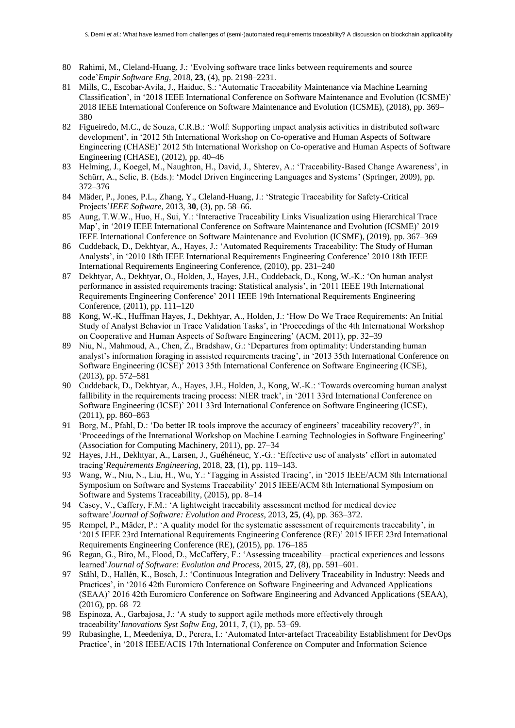80 Rahimi, M., Cleland-Huang, J.: 'Evolving software trace links between requirements and source code'*Empir Software Eng*, 2018, **23**, (4), pp. 2198–2231.

81 Mills, C., Escobar-Avila, J., Haiduc, S.: 'Automatic Traceability Maintenance via Machine Learning Classification', in '2018 IEEE International Conference on Software Maintenance and Evolution (ICSME)' 2018 IEEE International Conference on Software Maintenance and Evolution (ICSME), (2018), pp. 369–380

82 Figueiredo, M.C., de Souza, C.R.B.: 'Wolf: Supporting impact analysis activities in distributed software development', in '2012 5th International Workshop on Co-operative and Human Aspects of Software Engineering (CHASE)' 2012 5th International Workshop on Co-operative and Human Aspects of Software Engineering (CHASE), (2012), pp. 40–46

83 Helming, J., Koegel, M., Naughton, H., David, J., Shterev, A.: 'Traceability-Based Change Awareness', in Schürr, A., Selic, B. (Eds.): 'Model Driven Engineering Languages and Systems' (Springer, 2009), pp. 372–376

84 Mäder, P., Jones, P.L., Zhang, Y., Cleland-Huang, J.: 'Strategic Traceability for Safety-Critical Projects'*IEEE Software*, 2013, **30**, (3), pp. 58–66.

85 Aung, T.W.W., Huo, H., Sui, Y.: 'Interactive Traceability Links Visualization using Hierarchical Trace Map', in '2019 IEEE International Conference on Software Maintenance and Evolution (ICSME)' 2019 IEEE International Conference on Software Maintenance and Evolution (ICSME), (2019), pp. 367–369

86 Cuddeback, D., Dekhtyar, A., Hayes, J.: 'Automated Requirements Traceability: The Study of Human Analysts', in '2010 18th IEEE International Requirements Engineering Conference' 2010 18th IEEE International Requirements Engineering Conference, (2010), pp. 231–240

87 Dekhtyar, A., Dekhtyar, O., Holden, J., Hayes, J.H., Cuddeback, D., Kong, W.-K.: 'On human analyst performance in assisted requirements tracing: Statistical analysis', in '2011 IEEE 19th International Requirements Engineering Conference' 2011 IEEE 19th International Requirements Engineering Conference, (2011), pp. 111–120

88 Kong, W.-K., Huffman Hayes, J., Dekhtyar, A., Holden, J.: 'How Do We Trace Requirements: An Initial Study of Analyst Behavior in Trace Validation Tasks', in 'Proceedings of the 4th International Workshop on Cooperative and Human Aspects of Software Engineering' (ACM, 2011), pp. 32–39

89 Niu, N., Mahmoud, A., Chen, Z., Bradshaw, G.: 'Departures from optimality: Understanding human analyst's information foraging in assisted requirements tracing', in '2013 35th International Conference on Software Engineering (ICSE)' 2013 35th International Conference on Software Engineering (ICSE), (2013), pp. 572–581

90 Cuddeback, D., Dekhtyar, A., Hayes, J.H., Holden, J., Kong, W.-K.: 'Towards overcoming human analyst fallibility in the requirements tracing process: NIER track', in '2011 33rd International Conference on Software Engineering (ICSE)' 2011 33rd International Conference on Software Engineering (ICSE), (2011), pp. 860–863

91 Borg, M., Pfahl, D.: 'Do better IR tools improve the accuracy of engineers' traceability recovery?', in 'Proceedings of the International Workshop on Machine Learning Technologies in Software Engineering' (Association for Computing Machinery, 2011), pp. 27–34

92 Hayes, J.H., Dekhtyar, A., Larsen, J., Guéhéneuc, Y.-G.: 'Effective use of analysts' effort in automated tracing'*Requirements Engineering*, 2018, **23**, (1), pp. 119–143.

93 Wang, W., Niu, N., Liu, H., Wu, Y.: 'Tagging in Assisted Tracing', in '2015 IEEE/ACM 8th International Symposium on Software and Systems Traceability' 2015 IEEE/ACM 8th International Symposium on Software and Systems Traceability, (2015), pp. 8–14

94 Casey, V., Caffery, F.M.: 'A lightweight traceability assessment method for medical device software'*Journal of Software: Evolution and Process*, 2013, **25**, (4), pp. 363–372.

95 Rempel, P., Mäder, P.: 'A quality model for the systematic assessment of requirements traceability', in '2015 IEEE 23rd International Requirements Engineering Conference (RE)' 2015 IEEE 23rd International Requirements Engineering Conference (RE), (2015), pp. 176–185

96 Regan, G., Biro, M., Flood, D., McCaffery, F.: 'Assessing traceability—practical experiences and lessons learned'*Journal of Software: Evolution and Process*, 2015, **27**, (8), pp. 591–601.

97 Ståhl, D., Hallén, K., Bosch, J.: 'Continuous Integration and Delivery Traceability in Industry: Needs and Practices', in '2016 42th Euromicro Conference on Software Engineering and Advanced Applications (SEAA)' 2016 42th Euromicro Conference on Software Engineering and Advanced Applications (SEAA), (2016), pp. 68–72

98 Espinoza, A., Garbajosa, J.: 'A study to support agile methods more effectively through traceability'*Innovations Syst Softw Eng*, 2011, **7**, (1), pp. 53–69.

99 Rubasinghe, I., Meedeniya, D., Perera, I.: 'Automated Inter-artefact Traceability Establishment for DevOps Practice', in '2018 IEEE/ACIS 17th International Conference on Computer and Information Science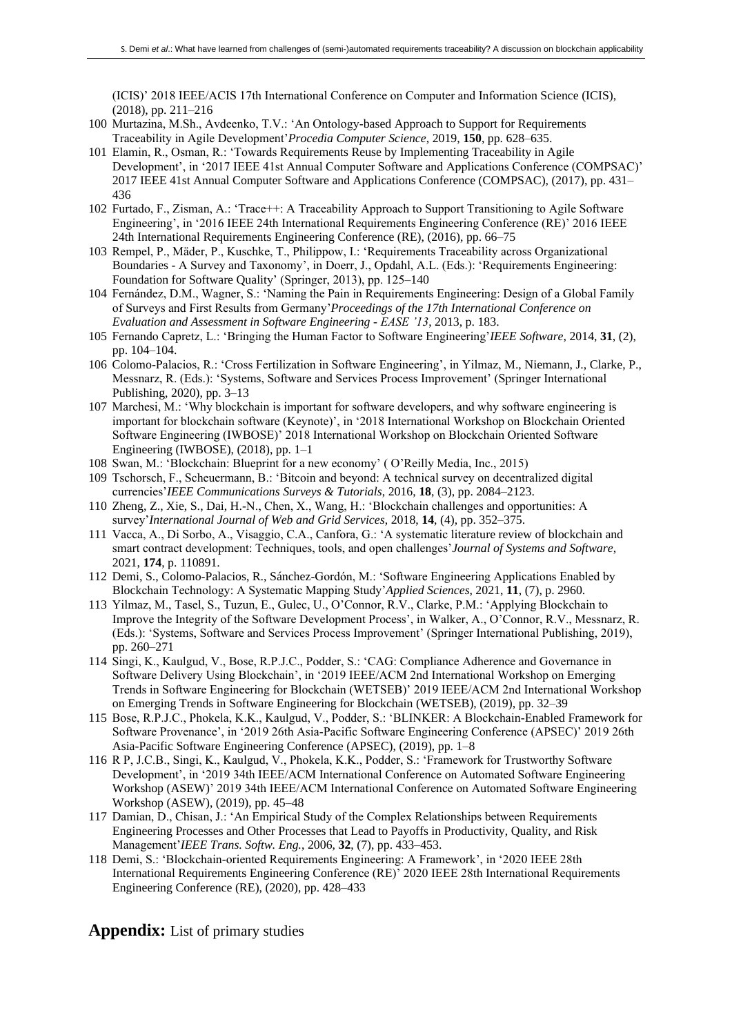(ICIS)' 2018 IEEE/ACIS 17th International Conference on Computer and Information Science (ICIS), (2018), pp. 211–216

100 Murtazina, M.Sh., Avdeenko, T.V.: 'An Ontology-based Approach to Support for Requirements Traceability in Agile Development'*Procedia Computer Science*, 2019, **150**, pp. 628–635.

101 Elamin, R., Osman, R.: 'Towards Requirements Reuse by Implementing Traceability in Agile Development', in '2017 IEEE 41st Annual Computer Software and Applications Conference (COMPSAC)' 2017 IEEE 41st Annual Computer Software and Applications Conference (COMPSAC), (2017), pp. 431–436

102 Furtado, F., Zisman, A.: 'Trace++: A Traceability Approach to Support Transitioning to Agile Software Engineering', in '2016 IEEE 24th International Requirements Engineering Conference (RE)' 2016 IEEE 24th International Requirements Engineering Conference (RE), (2016), pp. 66–75

103 Rempel, P., Mäder, P., Kuschke, T., Philippow, I.: 'Requirements Traceability across Organizational Boundaries - A Survey and Taxonomy', in Doerr, J., Opdahl, A.L. (Eds.): 'Requirements Engineering: Foundation for Software Quality' (Springer, 2013), pp. 125–140

104 Fernández, D.M., Wagner, S.: 'Naming the Pain in Requirements Engineering: Design of a Global Family of Surveys and First Results from Germany'*Proceedings of the 17th International Conference on Evaluation and Assessment in Software Engineering - EASE '13*, 2013, p. 183.

105 Fernando Capretz, L.: 'Bringing the Human Factor to Software Engineering'*IEEE Software*, 2014, **31**, (2), pp. 104–104.

106 Colomo-Palacios, R.: 'Cross Fertilization in Software Engineering', in Yilmaz, M., Niemann, J., Clarke, P., Messnarz, R. (Eds.): 'Systems, Software and Services Process Improvement' (Springer International Publishing, 2020), pp. 3–13

107 Marchesi, M.: 'Why blockchain is important for software developers, and why software engineering is important for blockchain software (Keynote)', in '2018 International Workshop on Blockchain Oriented Software Engineering (IWBOSE)' 2018 International Workshop on Blockchain Oriented Software Engineering (IWBOSE), (2018), pp. 1–1

108 Swan, M.: 'Blockchain: Blueprint for a new economy' ( O'Reilly Media, Inc., 2015)

109 Tschorsch, F., Scheuermann, B.: 'Bitcoin and beyond: A technical survey on decentralized digital currencies'*IEEE Communications Surveys & Tutorials*, 2016, **18**, (3), pp. 2084–2123.

110 Zheng, Z., Xie, S., Dai, H.-N., Chen, X., Wang, H.: 'Blockchain challenges and opportunities: A survey'*International Journal of Web and Grid Services*, 2018, **14**, (4), pp. 352–375.

111 Vacca, A., Di Sorbo, A., Visaggio, C.A., Canfora, G.: 'A systematic literature review of blockchain and smart contract development: Techniques, tools, and open challenges'*Journal of Systems and Software*, 2021, **174**, p. 110891.

112 Demi, S., Colomo-Palacios, R., Sánchez-Gordón, M.: 'Software Engineering Applications Enabled by Blockchain Technology: A Systematic Mapping Study'*Applied Sciences*, 2021, **11**, (7), p. 2960.

113 Yilmaz, M., Tasel, S., Tuzun, E., Gulec, U., O'Connor, R.V., Clarke, P.M.: 'Applying Blockchain to Improve the Integrity of the Software Development Process', in Walker, A., O'Connor, R.V., Messnarz, R. (Eds.): 'Systems, Software and Services Process Improvement' (Springer International Publishing, 2019), pp. 260–271

114 Singi, K., Kaulgud, V., Bose, R.P.J.C., Podder, S.: 'CAG: Compliance Adherence and Governance in Software Delivery Using Blockchain', in '2019 IEEE/ACM 2nd International Workshop on Emerging Trends in Software Engineering for Blockchain (WETSEB)' 2019 IEEE/ACM 2nd International Workshop on Emerging Trends in Software Engineering for Blockchain (WETSEB), (2019), pp. 32–39

115 Bose, R.P.J.C., Phokela, K.K., Kaulgud, V., Podder, S.: 'BLINKER: A Blockchain-Enabled Framework for Software Provenance', in '2019 26th Asia-Pacific Software Engineering Conference (APSEC)' 2019 26th Asia-Pacific Software Engineering Conference (APSEC), (2019), pp. 1–8

116 R P, J.C.B., Singi, K., Kaulgud, V., Phokela, K.K., Podder, S.: 'Framework for Trustworthy Software Development', in '2019 34th IEEE/ACM International Conference on Automated Software Engineering Workshop (ASEW)' 2019 34th IEEE/ACM International Conference on Automated Software Engineering Workshop (ASEW), (2019), pp. 45–48

117 Damian, D., Chisan, J.: 'An Empirical Study of the Complex Relationships between Requirements Engineering Processes and Other Processes that Lead to Payoffs in Productivity, Quality, and Risk Management'*IEEE Trans. Softw. Eng.*, 2006, **32**, (7), pp. 433–453.

118 Demi, S.: 'Blockchain-oriented Requirements Engineering: A Framework', in '2020 IEEE 28th International Requirements Engineering Conference (RE)' 2020 IEEE 28th International Requirements Engineering Conference (RE), (2020), pp. 428–433

## **Appendix:** List of primary studies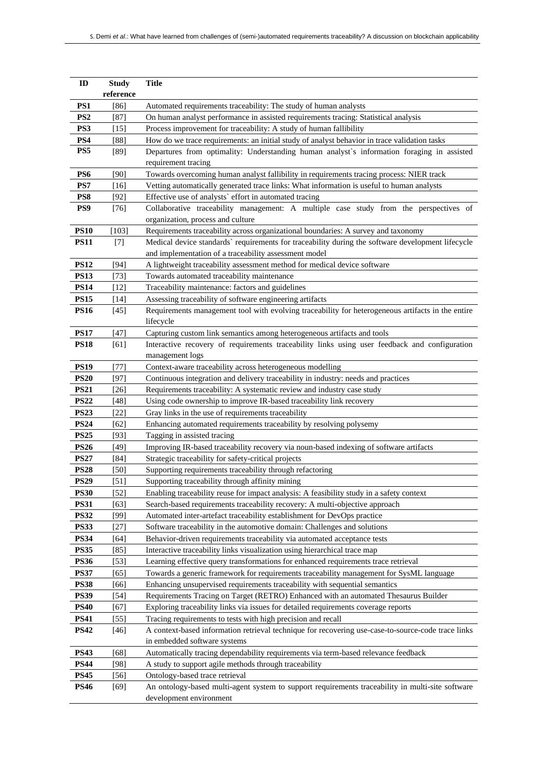| ID | Study reference | Title |
|---|---|---|
| **PS1** | [86] | Automated requirements traceability: The study of human analysts |
| **PS2** | [87] | On human analyst performance in assisted requirements tracing: Statistical analysis |
| **PS3** | [15] | Process improvement for traceability: A study of human fallibility |
| **PS4** | [88] | How do we trace requirements: an initial study of analyst behavior in trace validation tasks |
| **PS5** | [89] | Departures from optimality: Understanding human analyst`s information foraging in assisted requirement tracing |
| **PS6** | [90] | Towards overcoming human analyst fallibility in requirements tracing process: NIER track |
| **PS7** | [16] | Vetting automatically generated trace links: What information is useful to human analysts |
| **PS8** | [92] | Effective use of analysts` effort in automated tracing |
| **PS9** | [76] | Collaborative traceability management: A multiple case study from the perspectives of organization, process and culture |
| **PS10** | [103] | Requirements traceability across organizational boundaries: A survey and taxonomy |
| **PS11** | [7] | Medical device standards` requirements for traceability during the software development lifecycle and implementation of a traceability assessment model |
| **PS12** | [94] | A lightweight traceability assessment method for medical device software |
| **PS13** | [73] | Towards automated traceability maintenance |
| **PS14** | [12] | Traceability maintenance: factors and guidelines |
| **PS15** | [14] | Assessing traceability of software engineering artifacts |
| **PS16** | [45] | Requirements management tool with evolving traceability for heterogeneous artifacts in the entire lifecycle |
| **PS17** | [47] | Capturing custom link semantics among heterogeneous artifacts and tools |
| **PS18** | [61] | Interactive recovery of requirements traceability links using user feedback and configuration management logs |
| **PS19** | [77] | Context-aware traceability across heterogeneous modelling |
| **PS20** | [97] | Continuous integration and delivery traceability in industry: needs and practices |
| **PS21** | [26] | Requirements traceability: A systematic review and industry case study |
| **PS22** | [48] | Using code ownership to improve IR-based traceability link recovery |
| **PS23** | [22] | Gray links in the use of requirements traceability |
| **PS24** | [62] | Enhancing automated requirements traceability by resolving polysemy |
| **PS25** | [93] | Tagging in assisted tracing |
| **PS26** | [49] | Improving IR-based traceability recovery via noun-based indexing of software artifacts |
| **PS27** | [84] | Strategic traceability for safety-critical projects |
| **PS28** | [50] | Supporting requirements traceability through refactoring |
| **PS29** | [51] | Supporting traceability through affinity mining |
| **PS30** | [52] | Enabling traceability reuse for impact analysis: A feasibility study in a safety context |
| **PS31** | [63] | Search-based requirements traceability recovery: A multi-objective approach |
| **PS32** | [99] | Automated inter-artefact traceability establishment for DevOps practice |
| **PS33** | [27] | Software traceability in the automotive domain: Challenges and solutions |
| **PS34** | [64] | Behavior-driven requirements traceability via automated acceptance tests |
| **PS35** | [85] | Interactive traceability links visualization using hierarchical trace map |
| **PS36** | [53] | Learning effective query transformations for enhanced requirements trace retrieval |
| **PS37** | [65] | Towards a generic framework for requirements traceability management for SysML language |
| **PS38** | [66] | Enhancing unsupervised requirements traceability with sequential semantics |
| **PS39** | [54] | Requirements Tracing on Target (RETRO) Enhanced with an automated Thesaurus Builder |
| **PS40** | [67] | Exploring traceability links via issues for detailed requirements coverage reports |
| **PS41** | [55] | Tracing requirements to tests with high precision and recall |
| **PS42** | [46] | A context-based information retrieval technique for recovering use-case-to-source-code trace links in embedded software systems |
| **PS43** | [68] | Automatically tracing dependability requirements via term-based relevance feedback |
| **PS44** | [98] | A study to support agile methods through traceability |
| **PS45** | [56] | Ontology-based trace retrieval |
| **PS46** | [69] | An ontology-based multi-agent system to support requirements traceability in multi-site software development environment |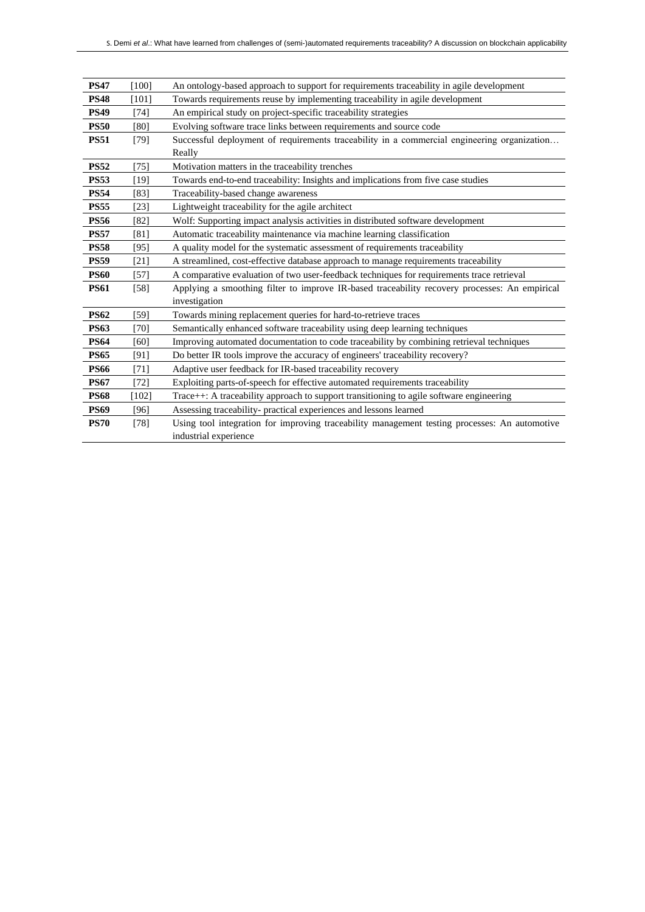| | | |
|---|---|---|
| **PS47** | [100] | An ontology-based approach to support for requirements traceability in agile development |
| **PS48** | [101] | Towards requirements reuse by implementing traceability in agile development |
| **PS49** | [74] | An empirical study on project-specific traceability strategies |
| **PS50** | [80] | Evolving software trace links between requirements and source code |
| **PS51** | [79] | Successful deployment of requirements traceability in a commercial engineering organization… Really |
| **PS52** | [75] | Motivation matters in the traceability trenches |
| **PS53** | [19] | Towards end-to-end traceability: Insights and implications from five case studies |
| **PS54** | [83] | Traceability-based change awareness |
| **PS55** | [23] | Lightweight traceability for the agile architect |
| **PS56** | [82] | Wolf: Supporting impact analysis activities in distributed software development |
| **PS57** | [81] | Automatic traceability maintenance via machine learning classification |
| **PS58** | [95] | A quality model for the systematic assessment of requirements traceability |
| **PS59** | [21] | A streamlined, cost-effective database approach to manage requirements traceability |
| **PS60** | [57] | A comparative evaluation of two user-feedback techniques for requirements trace retrieval |
| **PS61** | [58] | Applying a smoothing filter to improve IR-based traceability recovery processes: An empirical investigation |
| **PS62** | [59] | Towards mining replacement queries for hard-to-retrieve traces |
| **PS63** | [70] | Semantically enhanced software traceability using deep learning techniques |
| **PS64** | [60] | Improving automated documentation to code traceability by combining retrieval techniques |
| **PS65** | [91] | Do better IR tools improve the accuracy of engineers' traceability recovery? |
| **PS66** | [71] | Adaptive user feedback for IR-based traceability recovery |
| **PS67** | [72] | Exploiting parts-of-speech for effective automated requirements traceability |
| **PS68** | [102] | Trace++: A traceability approach to support transitioning to agile software engineering |
| **PS69** | [96] | Assessing traceability- practical experiences and lessons learned |
| **PS70** | [78] | Using tool integration for improving traceability management testing processes: An automotive industrial experience |